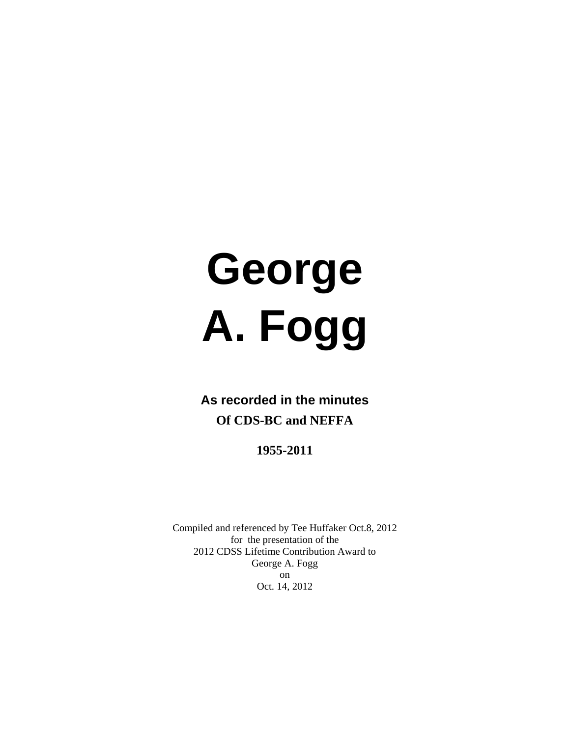# George A. Fogg

**As recorded in the minutes**
**Of CDS-BC and NEFFA**

**1955-2011**

Compiled and referenced by Tee Huffaker Oct.8, 2012
for the presentation of the
2012 CDSS Lifetime Contribution Award to
George A. Fogg
on
Oct. 14, 2012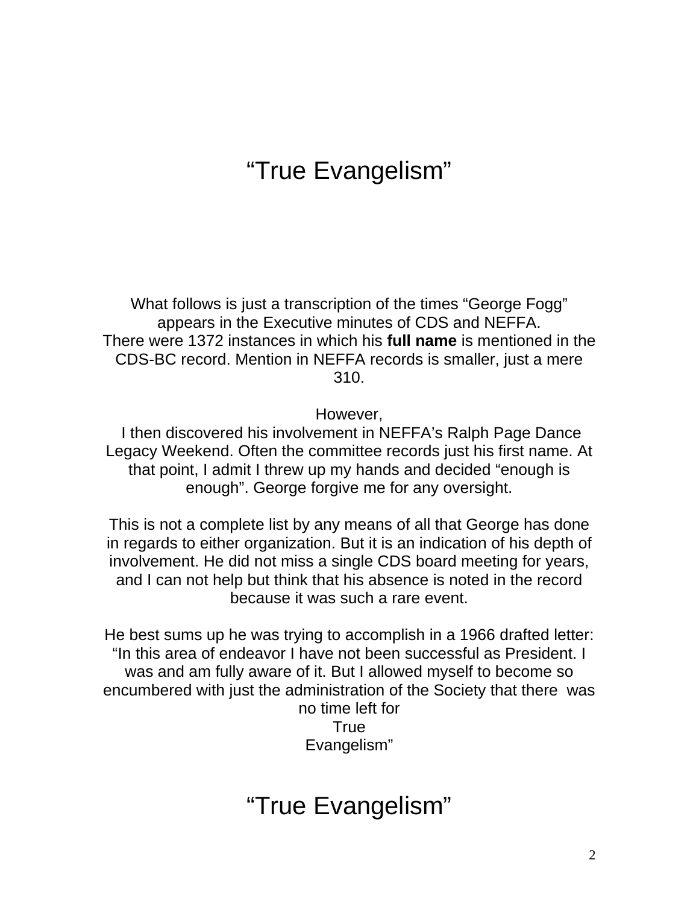# “True Evangelism”

What follows is just a transcription of the times “George Fogg” appears in the Executive minutes of CDS and NEFFA. There were 1372 instances in which his **full name** is mentioned in the CDS-BC record. Mention in NEFFA records is smaller, just a mere 310.

However,
I then discovered his involvement in NEFFA’s Ralph Page Dance Legacy Weekend. Often the committee records just his first name. At that point, I admit I threw up my hands and decided “enough is enough”. George forgive me for any oversight.

This is not a complete list by any means of all that George has done in regards to either organization. But it is an indication of his depth of involvement. He did not miss a single CDS board meeting for years, and I can not help but think that his absence is noted in the record because it was such a rare event.

He best sums up he was trying to accomplish in a 1966 drafted letter: “In this area of endeavor I have not been successful as President. I was and am fully aware of it. But I allowed myself to become so encumbered with just the administration of the Society that there was no time left for
True
Evangelism”

# “True Evangelism”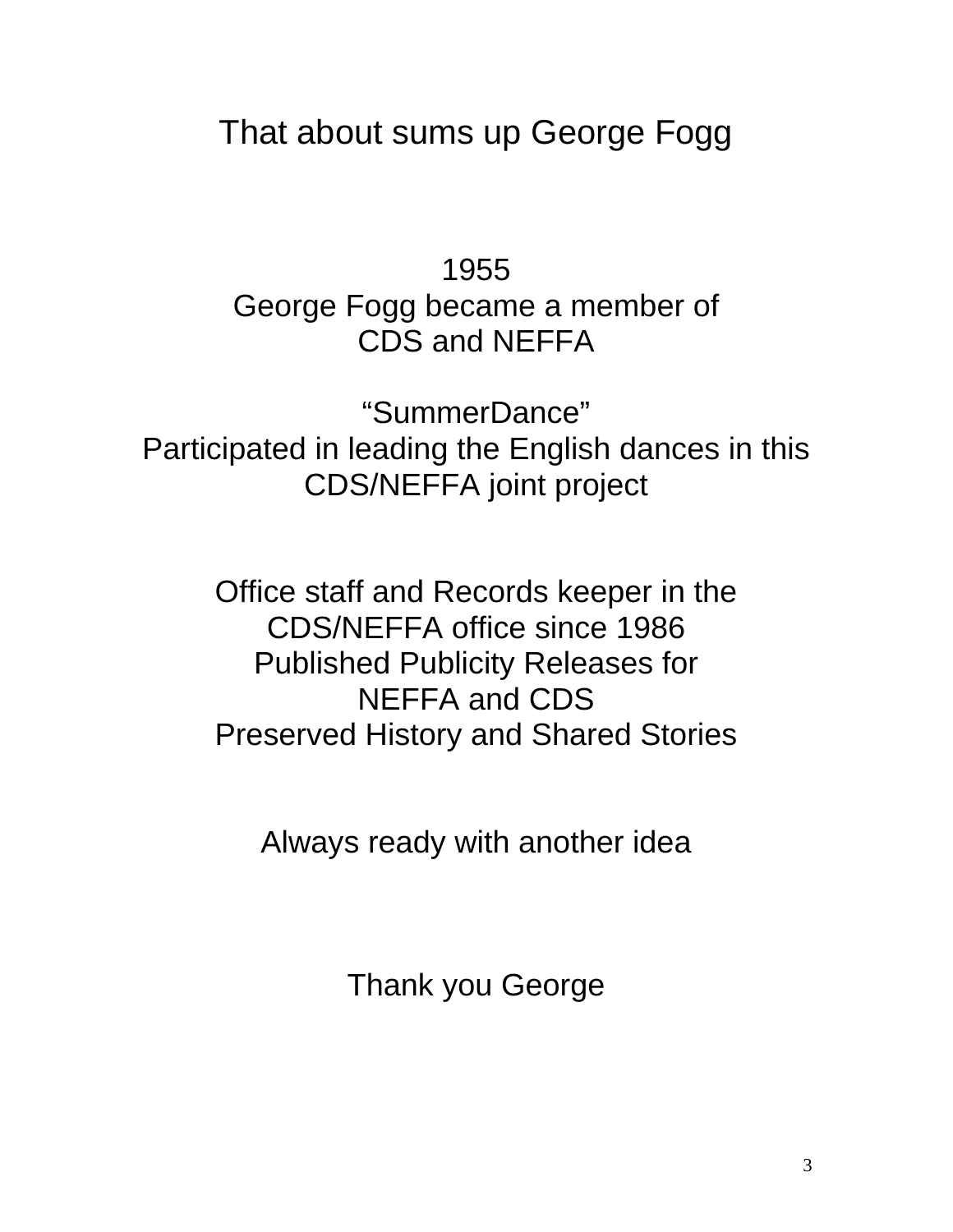That about sums up George Fogg

1955
George Fogg became a member of
CDS and NEFFA

“SummerDance”
Participated in leading the English dances in this
CDS/NEFFA joint project

Office staff and Records keeper in the
CDS/NEFFA office since 1986
Published Publicity Releases for
NEFFA and CDS
Preserved History and Shared Stories

Always ready with another idea

Thank you George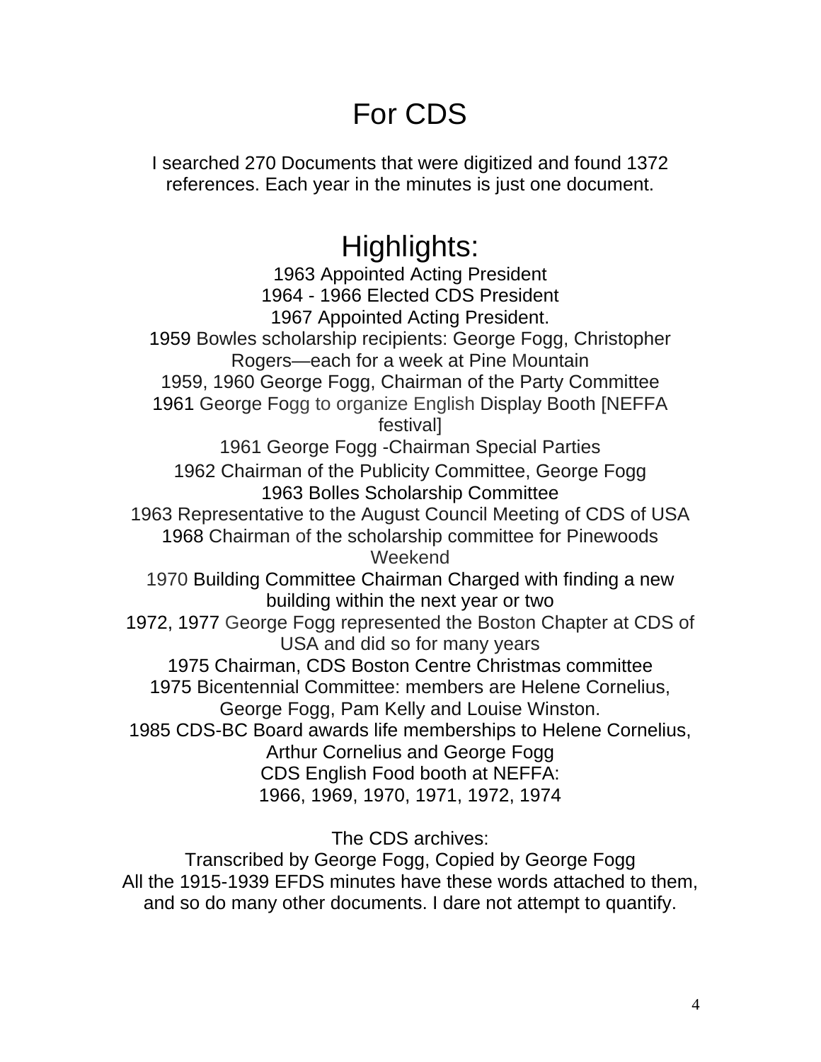# For CDS

I searched 270 Documents that were digitized and found 1372 references. Each year in the minutes is just one document.

## Highlights:

1963 Appointed Acting President
1964 - 1966 Elected CDS President
1967 Appointed Acting President.
1959 Bowles scholarship recipients: George Fogg, Christopher Rogers—each for a week at Pine Mountain
1959, 1960 George Fogg, Chairman of the Party Committee
1961 George Fogg to organize English Display Booth [NEFFA festival]
1961 George Fogg -Chairman Special Parties
1962 Chairman of the Publicity Committee, George Fogg
1963 Bolles Scholarship Committee
1963 Representative to the August Council Meeting of CDS of USA
1968 Chairman of the scholarship committee for Pinewoods Weekend
1970 Building Committee Chairman Charged with finding a new building within the next year or two
1972, 1977 George Fogg represented the Boston Chapter at CDS of USA and did so for many years
1975 Chairman, CDS Boston Centre Christmas committee
1975 Bicentennial Committee: members are Helene Cornelius, George Fogg, Pam Kelly and Louise Winston.
1985 CDS-BC Board awards life memberships to Helene Cornelius, Arthur Cornelius and George Fogg
CDS English Food booth at NEFFA:
1966, 1969, 1970, 1971, 1972, 1974

The CDS archives:
Transcribed by George Fogg, Copied by George Fogg
All the 1915-1939 EFDS minutes have these words attached to them, and so do many other documents. I dare not attempt to quantify.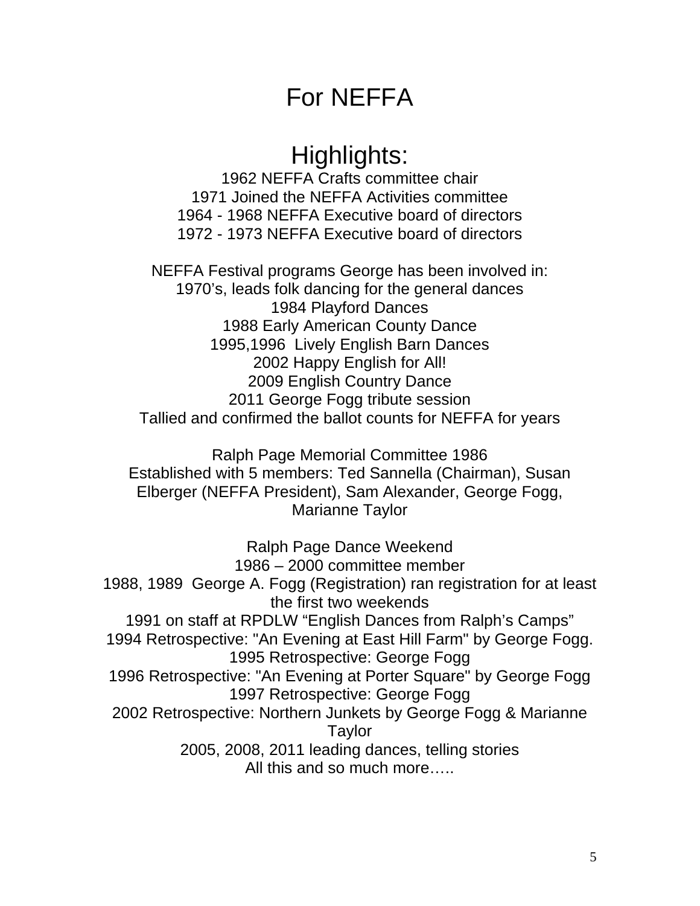# For NEFFA

## Highlights:

1962 NEFFA Crafts committee chair
1971 Joined the NEFFA Activities committee
1964 - 1968 NEFFA Executive board of directors
1972 - 1973 NEFFA Executive board of directors

NEFFA Festival programs George has been involved in:
1970's, leads folk dancing for the general dances
1984 Playford Dances
1988 Early American County Dance
1995,1996 Lively English Barn Dances
2002 Happy English for All!
2009 English Country Dance
2011 George Fogg tribute session
Tallied and confirmed the ballot counts for NEFFA for years

Ralph Page Memorial Committee 1986
Established with 5 members: Ted Sannella (Chairman), Susan Elberger (NEFFA President), Sam Alexander, George Fogg, Marianne Taylor

Ralph Page Dance Weekend
1986 – 2000 committee member
1988, 1989 George A. Fogg (Registration) ran registration for at least the first two weekends
1991 on staff at RPDLW "English Dances from Ralph's Camps"
1994 Retrospective: "An Evening at East Hill Farm" by George Fogg.
1995 Retrospective: George Fogg
1996 Retrospective: "An Evening at Porter Square" by George Fogg
1997 Retrospective: George Fogg
2002 Retrospective: Northern Junkets by George Fogg & Marianne Taylor
2005, 2008, 2011 leading dances, telling stories
All this and so much more…..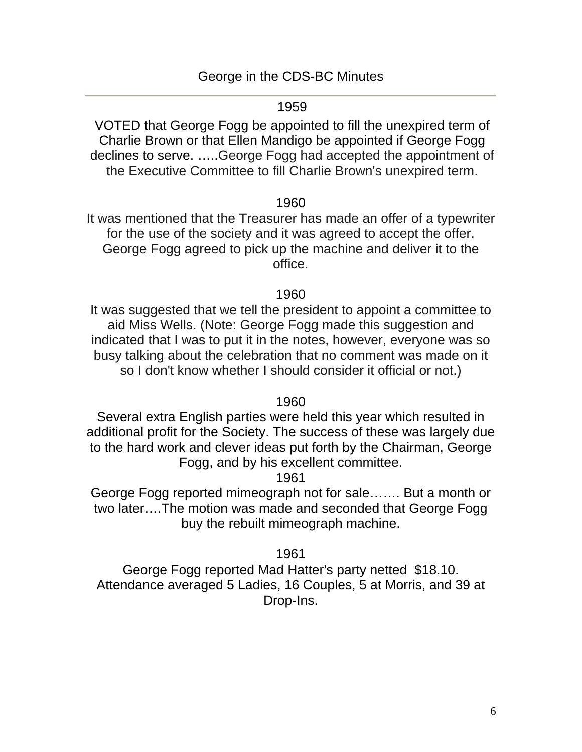## George in the CDS-BC Minutes

---

1959

VOTED that George Fogg be appointed to fill the unexpired term of Charlie Brown or that Ellen Mandigo be appointed if George Fogg declines to serve. …..George Fogg had accepted the appointment of the Executive Committee to fill Charlie Brown's unexpired term.

1960

It was mentioned that the Treasurer has made an offer of a typewriter for the use of the society and it was agreed to accept the offer. George Fogg agreed to pick up the machine and deliver it to the office.

1960

It was suggested that we tell the president to appoint a committee to aid Miss Wells. (Note: George Fogg made this suggestion and indicated that I was to put it in the notes, however, everyone was so busy talking about the celebration that no comment was made on it so I don't know whether I should consider it official or not.)

1960

Several extra English parties were held this year which resulted in additional profit for the Society. The success of these was largely due to the hard work and clever ideas put forth by the Chairman, George Fogg, and by his excellent committee.

1961

George Fogg reported mimeograph not for sale……. But a month or two later….The motion was made and seconded that George Fogg buy the rebuilt mimeograph machine.

1961

George Fogg reported Mad Hatter's party netted $18.10. Attendance averaged 5 Ladies, 16 Couples, 5 at Morris, and 39 at Drop-Ins.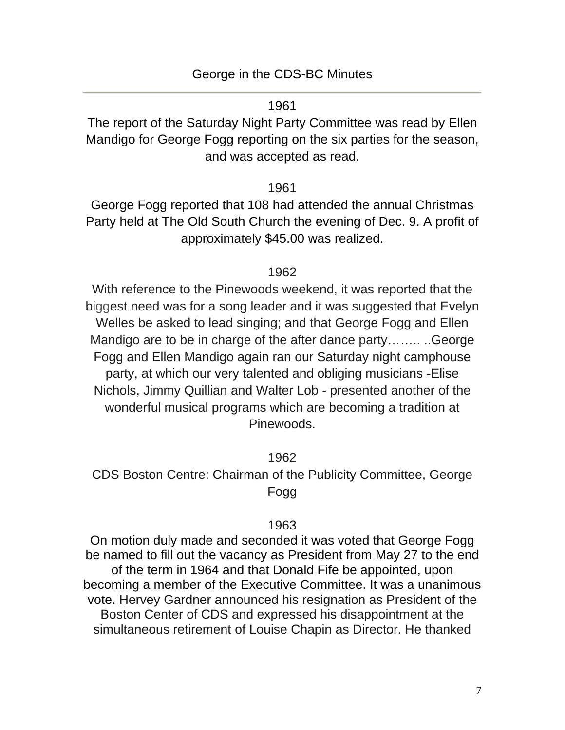# George in the CDS-BC Minutes

1961

The report of the Saturday Night Party Committee was read by Ellen Mandigo for George Fogg reporting on the six parties for the season, and was accepted as read.

1961

George Fogg reported that 108 had attended the annual Christmas Party held at The Old South Church the evening of Dec. 9. A profit of approximately $45.00 was realized.

1962

With reference to the Pinewoods weekend, it was reported that the biggest need was for a song leader and it was suggested that Evelyn Welles be asked to lead singing; and that George Fogg and Ellen Mandigo are to be in charge of the after dance party…….. ..George Fogg and Ellen Mandigo again ran our Saturday night camphouse party, at which our very talented and obliging musicians -Elise Nichols, Jimmy Quillian and Walter Lob - presented another of the wonderful musical programs which are becoming a tradition at Pinewoods.

1962

CDS Boston Centre: Chairman of the Publicity Committee, George Fogg

1963

On motion duly made and seconded it was voted that George Fogg be named to fill out the vacancy as President from May 27 to the end of the term in 1964 and that Donald Fife be appointed, upon becoming a member of the Executive Committee. It was a unanimous vote. Hervey Gardner announced his resignation as President of the Boston Center of CDS and expressed his disappointment at the simultaneous retirement of Louise Chapin as Director. He thanked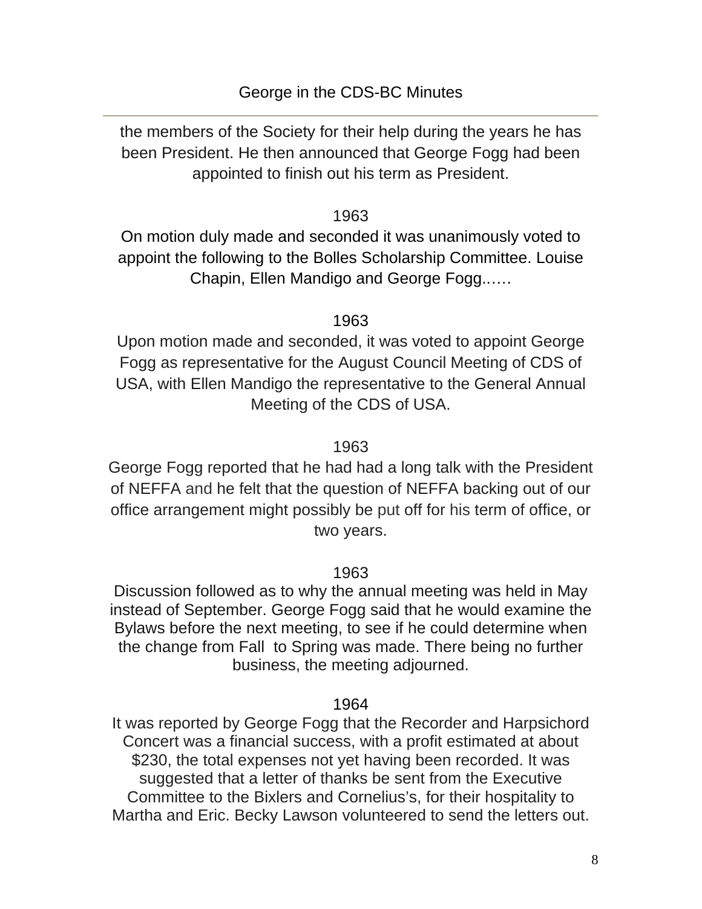the members of the Society for their help during the years he has been President. He then announced that George Fogg had been appointed to finish out his term as President.

1963

On motion duly made and seconded it was unanimously voted to appoint the following to the Bolles Scholarship Committee. Louise Chapin, Ellen Mandigo and George Fogg..….

1963

Upon motion made and seconded, it was voted to appoint George Fogg as representative for the August Council Meeting of CDS of USA, with Ellen Mandigo the representative to the General Annual Meeting of the CDS of USA.

1963

George Fogg reported that he had had a long talk with the President of NEFFA and he felt that the question of NEFFA backing out of our office arrangement might possibly be put off for his term of office, or two years.

1963

Discussion followed as to why the annual meeting was held in May instead of September. George Fogg said that he would examine the Bylaws before the next meeting, to see if he could determine when the change from Fall to Spring was made. There being no further business, the meeting adjourned.

1964

It was reported by George Fogg that the Recorder and Harpsichord Concert was a financial success, with a profit estimated at about $230, the total expenses not yet having been recorded. It was suggested that a letter of thanks be sent from the Executive Committee to the Bixlers and Cornelius's, for their hospitality to Martha and Eric. Becky Lawson volunteered to send the letters out.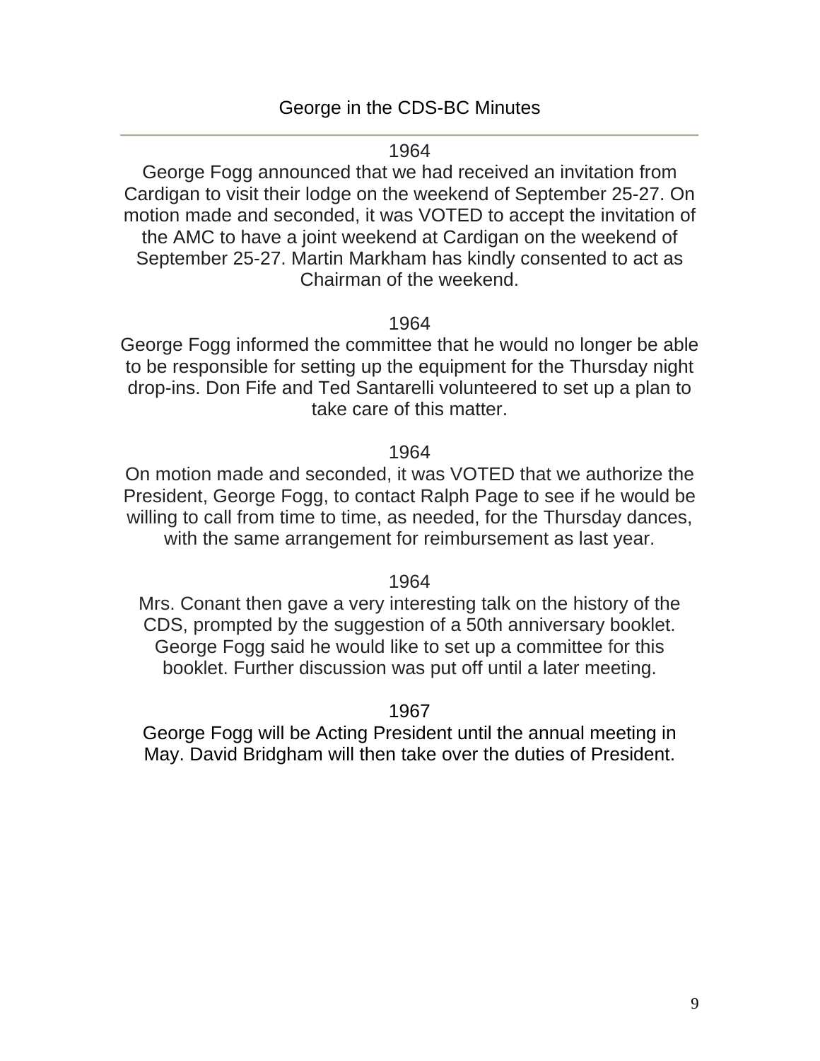## George in the CDS-BC Minutes

---

1964

George Fogg announced that we had received an invitation from Cardigan to visit their lodge on the weekend of September 25-27. On motion made and seconded, it was VOTED to accept the invitation of the AMC to have a joint weekend at Cardigan on the weekend of September 25-27. Martin Markham has kindly consented to act as Chairman of the weekend.

1964

George Fogg informed the committee that he would no longer be able to be responsible for setting up the equipment for the Thursday night drop-ins. Don Fife and Ted Santarelli volunteered to set up a plan to take care of this matter.

1964

On motion made and seconded, it was VOTED that we authorize the President, George Fogg, to contact Ralph Page to see if he would be willing to call from time to time, as needed, for the Thursday dances, with the same arrangement for reimbursement as last year.

1964

Mrs. Conant then gave a very interesting talk on the history of the CDS, prompted by the suggestion of a 50th anniversary booklet. George Fogg said he would like to set up a committee for this booklet. Further discussion was put off until a later meeting.

1967

George Fogg will be Acting President until the annual meeting in May. David Bridgham will then take over the duties of President.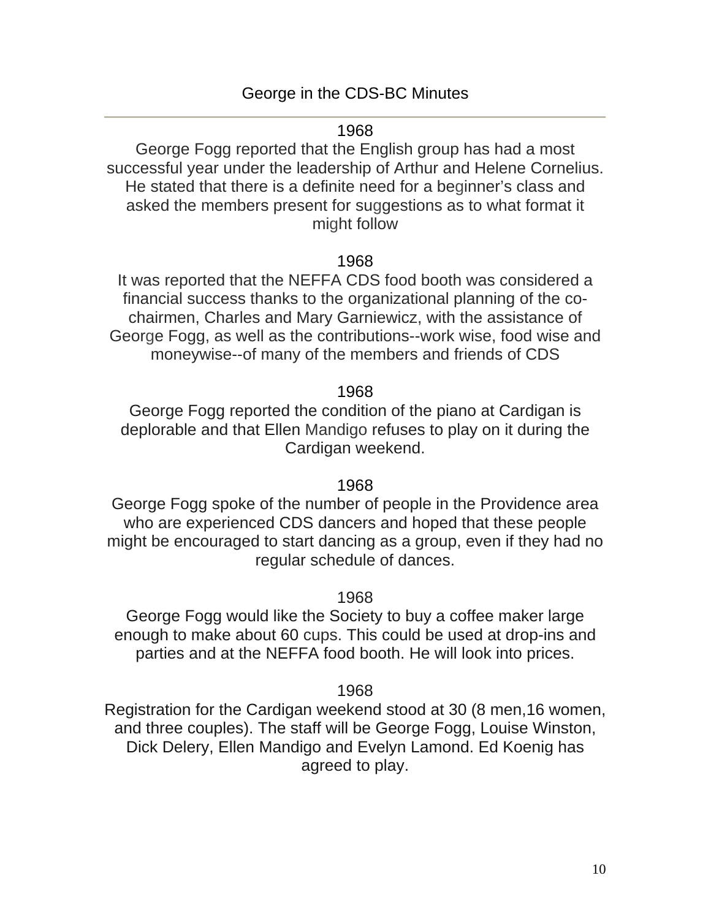# George in the CDS-BC Minutes

---

1968

George Fogg reported that the English group has had a most successful year under the leadership of Arthur and Helene Cornelius. He stated that there is a definite need for a beginner's class and asked the members present for suggestions as to what format it might follow

1968

It was reported that the NEFFA CDS food booth was considered a financial success thanks to the organizational planning of the co-chairmen, Charles and Mary Garniewicz, with the assistance of George Fogg, as well as the contributions--work wise, food wise and moneywise--of many of the members and friends of CDS

1968

George Fogg reported the condition of the piano at Cardigan is deplorable and that Ellen Mandigo refuses to play on it during the Cardigan weekend.

1968

George Fogg spoke of the number of people in the Providence area who are experienced CDS dancers and hoped that these people might be encouraged to start dancing as a group, even if they had no regular schedule of dances.

1968

George Fogg would like the Society to buy a coffee maker large enough to make about 60 cups. This could be used at drop-ins and parties and at the NEFFA food booth. He will look into prices.

1968

Registration for the Cardigan weekend stood at 30 (8 men,16 women, and three couples). The staff will be George Fogg, Louise Winston, Dick Delery, Ellen Mandigo and Evelyn Lamond. Ed Koenig has agreed to play.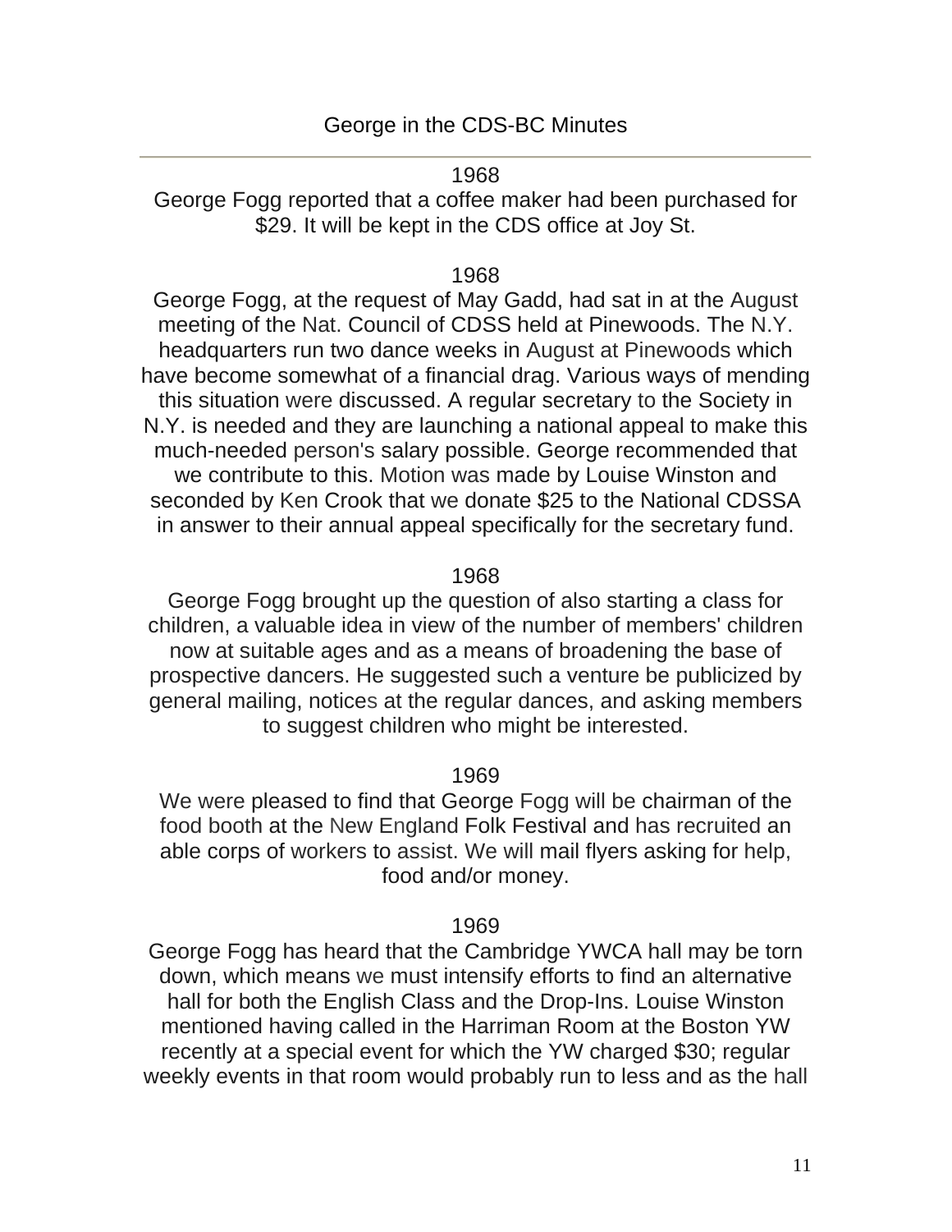George in the CDS-BC Minutes

---

1968

George Fogg reported that a coffee maker had been purchased for $29. It will be kept in the CDS office at Joy St.

1968

George Fogg, at the request of May Gadd, had sat in at the August meeting of the Nat. Council of CDSS held at Pinewoods. The N.Y. headquarters run two dance weeks in August at Pinewoods which have become somewhat of a financial drag. Various ways of mending this situation were discussed. A regular secretary to the Society in N.Y. is needed and they are launching a national appeal to make this much-needed person's salary possible. George recommended that we contribute to this. Motion was made by Louise Winston and seconded by Ken Crook that we donate $25 to the National CDSSA in answer to their annual appeal specifically for the secretary fund.

1968

George Fogg brought up the question of also starting a class for children, a valuable idea in view of the number of members' children now at suitable ages and as a means of broadening the base of prospective dancers. He suggested such a venture be publicized by general mailing, notices at the regular dances, and asking members to suggest children who might be interested.

1969

We were pleased to find that George Fogg will be chairman of the food booth at the New England Folk Festival and has recruited an able corps of workers to assist. We will mail flyers asking for help, food and/or money.

1969

George Fogg has heard that the Cambridge YWCA hall may be torn down, which means we must intensify efforts to find an alternative hall for both the English Class and the Drop-Ins. Louise Winston mentioned having called in the Harriman Room at the Boston YW recently at a special event for which the YW charged $30; regular weekly events in that room would probably run to less and as the hall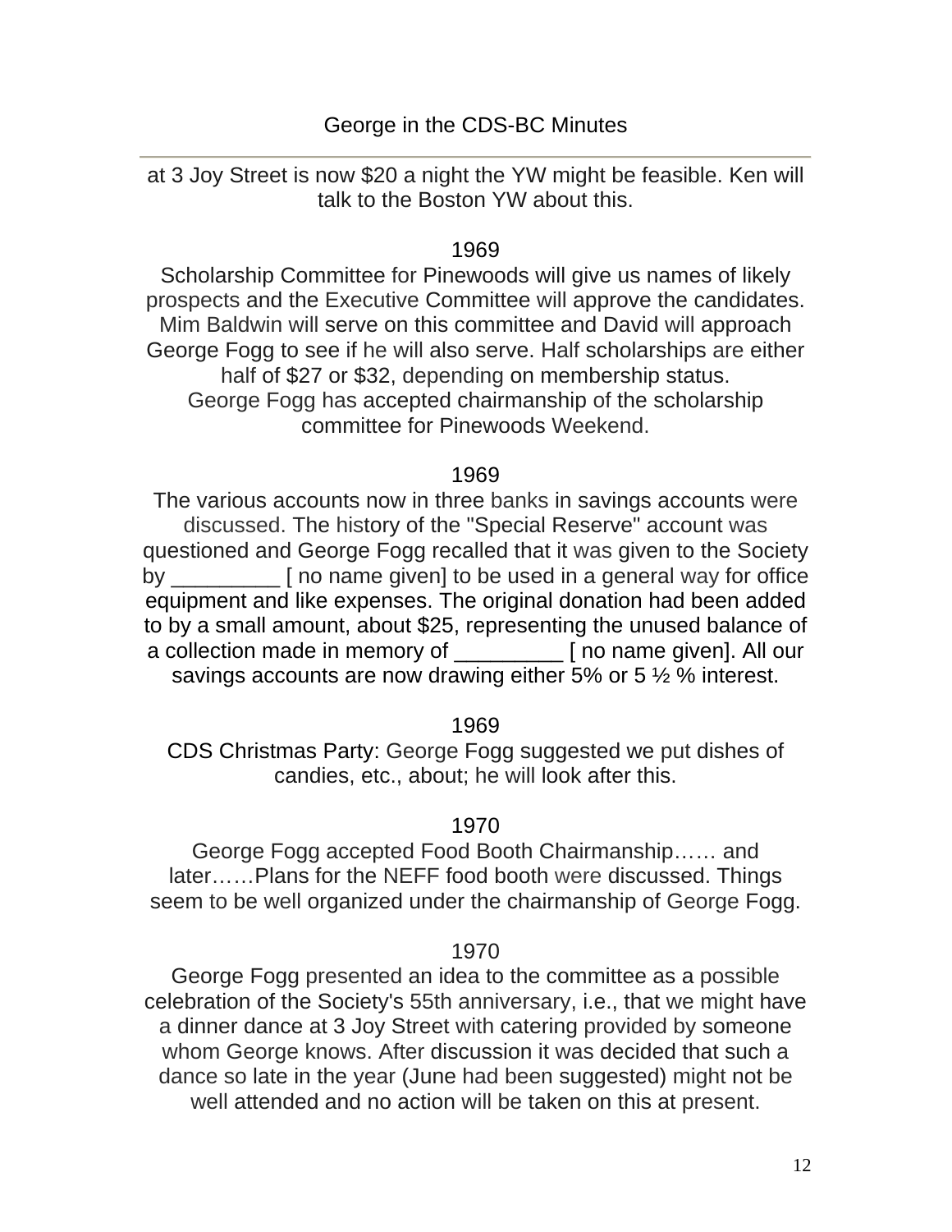at 3 Joy Street is now $20 a night the YW might be feasible. Ken will talk to the Boston YW about this.

1969

Scholarship Committee for Pinewoods will give us names of likely prospects and the Executive Committee will approve the candidates. Mim Baldwin will serve on this committee and David will approach George Fogg to see if he will also serve. Half scholarships are either half of $27 or $32, depending on membership status.
George Fogg has accepted chairmanship of the scholarship committee for Pinewoods Weekend.

1969

The various accounts now in three banks in savings accounts were discussed. The history of the "Special Reserve" account was questioned and George Fogg recalled that it was given to the Society by _________ [ no name given] to be used in a general way for office equipment and like expenses. The original donation had been added to by a small amount, about $25, representing the unused balance of a collection made in memory of _________ [ no name given]. All our savings accounts are now drawing either 5% or 5 ½ % interest.

1969

CDS Christmas Party: George Fogg suggested we put dishes of candies, etc., about; he will look after this.

1970

George Fogg accepted Food Booth Chairmanship…… and later……Plans for the NEFF food booth were discussed. Things seem to be well organized under the chairmanship of George Fogg.

1970

George Fogg presented an idea to the committee as a possible celebration of the Society's 55th anniversary, i.e., that we might have a dinner dance at 3 Joy Street with catering provided by someone whom George knows. After discussion it was decided that such a dance so late in the year (June had been suggested) might not be well attended and no action will be taken on this at present.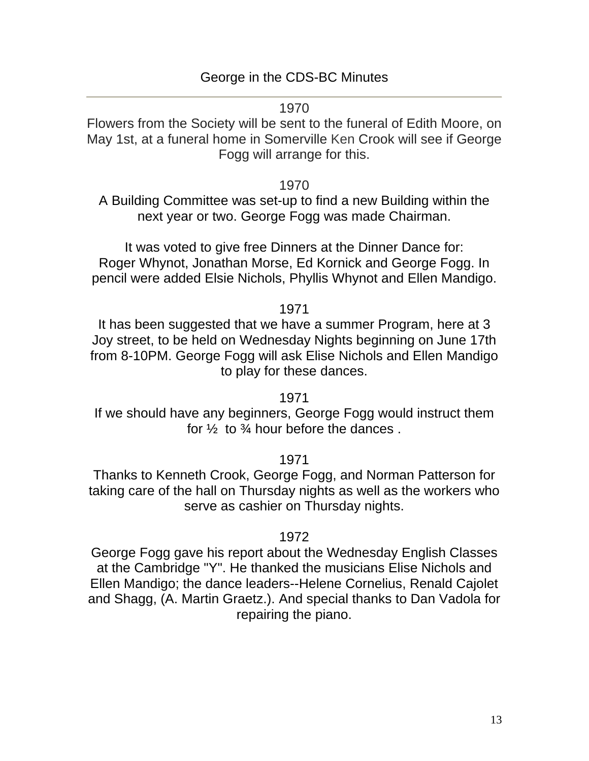# George in the CDS-BC Minutes

---

1970

Flowers from the Society will be sent to the funeral of Edith Moore, on May 1st, at a funeral home in Somerville Ken Crook will see if George Fogg will arrange for this.

1970

A Building Committee was set-up to find a new Building within the next year or two. George Fogg was made Chairman.

It was voted to give free Dinners at the Dinner Dance for: Roger Whynot, Jonathan Morse, Ed Kornick and George Fogg. In pencil were added Elsie Nichols, Phyllis Whynot and Ellen Mandigo.

1971

It has been suggested that we have a summer Program, here at 3 Joy street, to be held on Wednesday Nights beginning on June 17th from 8-10PM. George Fogg will ask Elise Nichols and Ellen Mandigo to play for these dances.

1971

If we should have any beginners, George Fogg would instruct them for ½ to ¾ hour before the dances .

1971

Thanks to Kenneth Crook, George Fogg, and Norman Patterson for taking care of the hall on Thursday nights as well as the workers who serve as cashier on Thursday nights.

1972

George Fogg gave his report about the Wednesday English Classes at the Cambridge "Y". He thanked the musicians Elise Nichols and Ellen Mandigo; the dance leaders--Helene Cornelius, Renald Cajolet and Shagg, (A. Martin Graetz.). And special thanks to Dan Vadola for repairing the piano.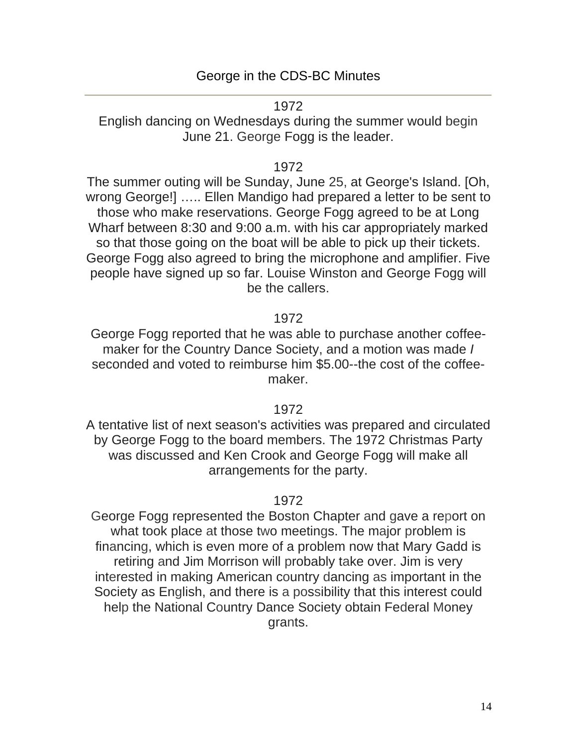## George in the CDS-BC Minutes

---

1972

English dancing on Wednesdays during the summer would begin June 21. George Fogg is the leader.

1972

The summer outing will be Sunday, June 25, at George's Island. [Oh, wrong George!] ….. Ellen Mandigo had prepared a letter to be sent to those who make reservations. George Fogg agreed to be at Long Wharf between 8:30 and 9:00 a.m. with his car appropriately marked so that those going on the boat will be able to pick up their tickets. George Fogg also agreed to bring the microphone and amplifier. Five people have signed up so far. Louise Winston and George Fogg will be the callers.

1972

George Fogg reported that he was able to purchase another coffee-maker for the Country Dance Society, and a motion was made / seconded and voted to reimburse him $5.00--the cost of the coffee-maker.

1972

A tentative list of next season's activities was prepared and circulated by George Fogg to the board members. The 1972 Christmas Party was discussed and Ken Crook and George Fogg will make all arrangements for the party.

1972

George Fogg represented the Boston Chapter and gave a report on what took place at those two meetings. The major problem is financing, which is even more of a problem now that Mary Gadd is retiring and Jim Morrison will probably take over. Jim is very interested in making American country dancing as important in the Society as English, and there is a possibility that this interest could help the National Country Dance Society obtain Federal Money grants.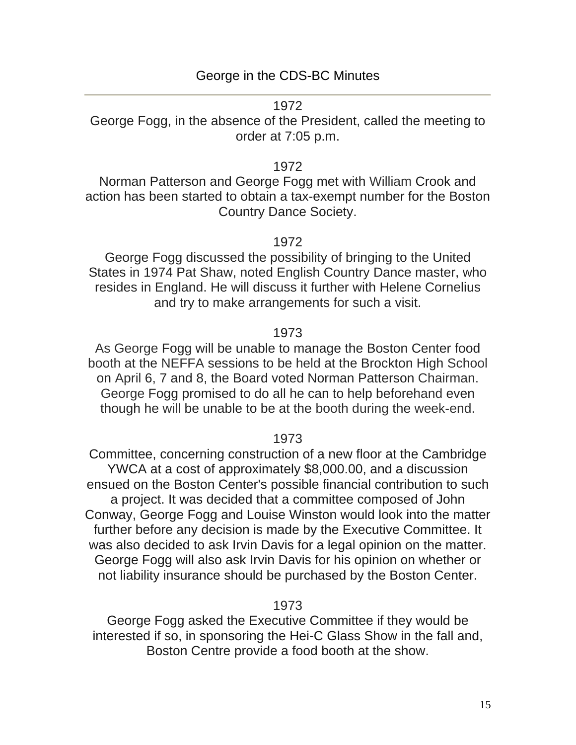George in the CDS-BC Minutes

---

1972

George Fogg, in the absence of the President, called the meeting to order at 7:05 p.m.

1972

Norman Patterson and George Fogg met with William Crook and action has been started to obtain a tax-exempt number for the Boston Country Dance Society.

1972

George Fogg discussed the possibility of bringing to the United States in 1974 Pat Shaw, noted English Country Dance master, who resides in England. He will discuss it further with Helene Cornelius and try to make arrangements for such a visit.

1973

As George Fogg will be unable to manage the Boston Center food booth at the NEFFA sessions to be held at the Brockton High School on April 6, 7 and 8, the Board voted Norman Patterson Chairman. George Fogg promised to do all he can to help beforehand even though he will be unable to be at the booth during the week-end.

1973

Committee, concerning construction of a new floor at the Cambridge YWCA at a cost of approximately $8,000.00, and a discussion ensued on the Boston Center's possible financial contribution to such a project. It was decided that a committee composed of John Conway, George Fogg and Louise Winston would look into the matter further before any decision is made by the Executive Committee. It was also decided to ask Irvin Davis for a legal opinion on the matter. George Fogg will also ask Irvin Davis for his opinion on whether or not liability insurance should be purchased by the Boston Center.

1973

George Fogg asked the Executive Committee if they would be interested if so, in sponsoring the Hei-C Glass Show in the fall and, Boston Centre provide a food booth at the show.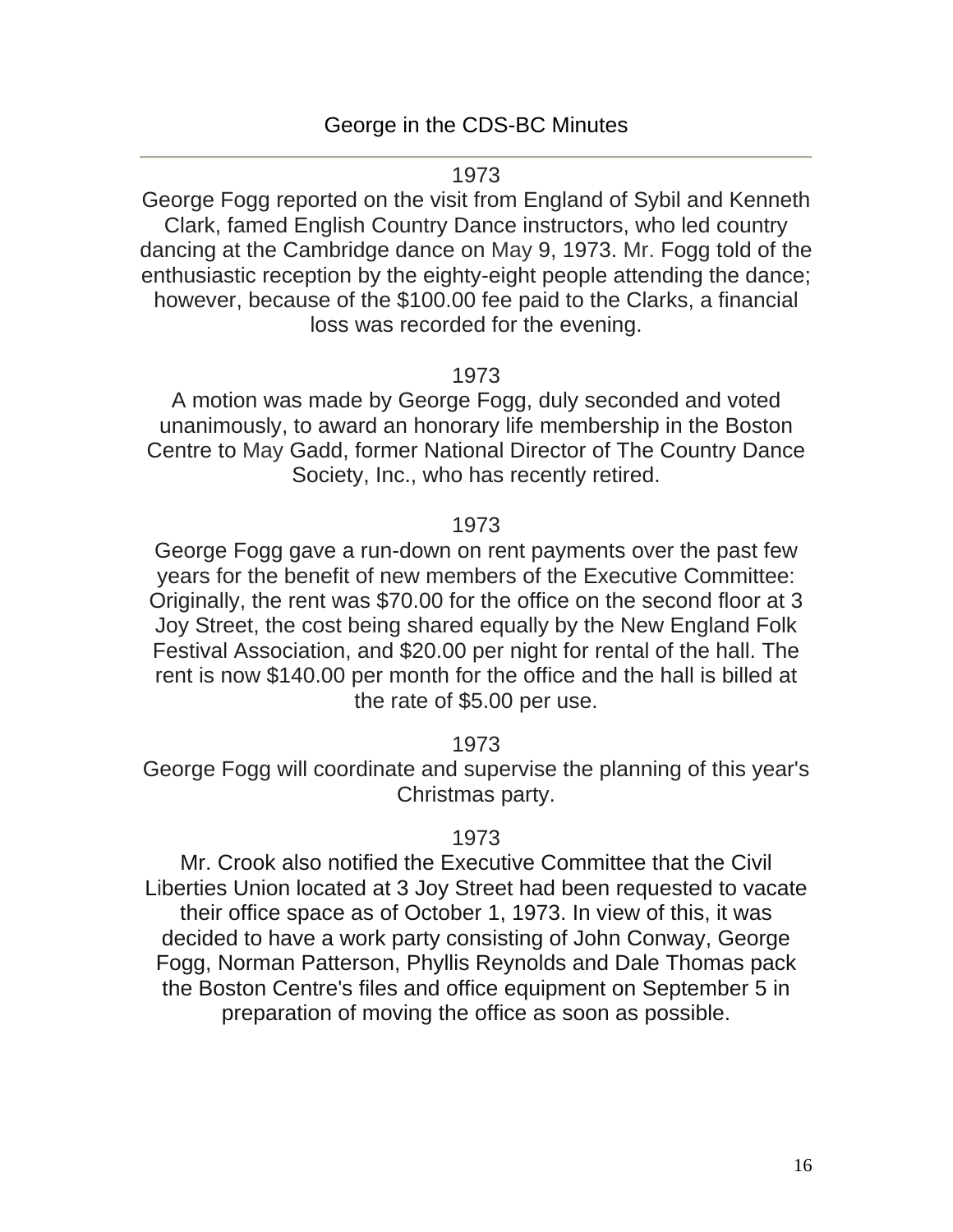## George in the CDS-BC Minutes

---

1973

George Fogg reported on the visit from England of Sybil and Kenneth Clark, famed English Country Dance instructors, who led country dancing at the Cambridge dance on May 9, 1973. Mr. Fogg told of the enthusiastic reception by the eighty-eight people attending the dance; however, because of the $100.00 fee paid to the Clarks, a financial loss was recorded for the evening.

1973

A motion was made by George Fogg, duly seconded and voted unanimously, to award an honorary life membership in the Boston Centre to May Gadd, former National Director of The Country Dance Society, Inc., who has recently retired.

1973

George Fogg gave a run-down on rent payments over the past few years for the benefit of new members of the Executive Committee: Originally, the rent was $70.00 for the office on the second floor at 3 Joy Street, the cost being shared equally by the New England Folk Festival Association, and $20.00 per night for rental of the hall. The rent is now $140.00 per month for the office and the hall is billed at the rate of $5.00 per use.

1973

George Fogg will coordinate and supervise the planning of this year's Christmas party.

1973

Mr. Crook also notified the Executive Committee that the Civil Liberties Union located at 3 Joy Street had been requested to vacate their office space as of October 1, 1973. In view of this, it was decided to have a work party consisting of John Conway, George Fogg, Norman Patterson, Phyllis Reynolds and Dale Thomas pack the Boston Centre's files and office equipment on September 5 in preparation of moving the office as soon as possible.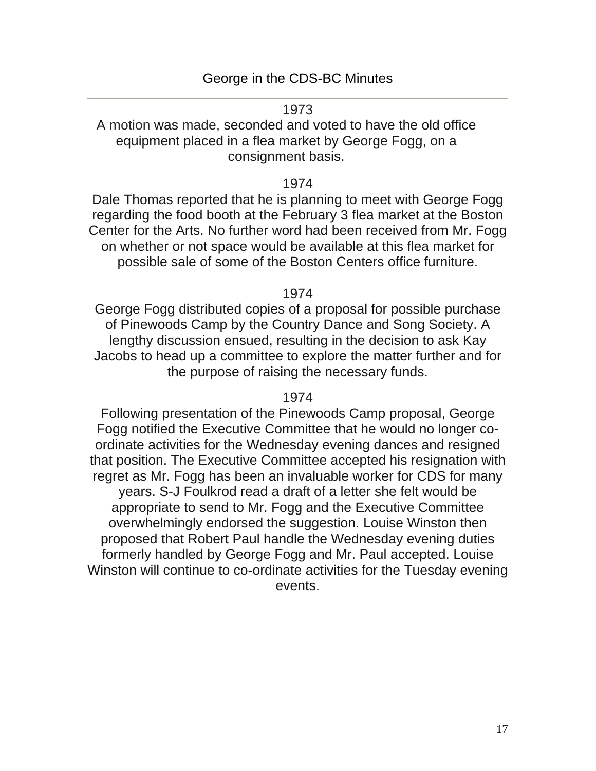## George in the CDS-BC Minutes

---

1973

A motion was made, seconded and voted to have the old office equipment placed in a flea market by George Fogg, on a consignment basis.

1974

Dale Thomas reported that he is planning to meet with George Fogg regarding the food booth at the February 3 flea market at the Boston Center for the Arts. No further word had been received from Mr. Fogg on whether or not space would be available at this flea market for possible sale of some of the Boston Centers office furniture.

1974

George Fogg distributed copies of a proposal for possible purchase of Pinewoods Camp by the Country Dance and Song Society. A lengthy discussion ensued, resulting in the decision to ask Kay Jacobs to head up a committee to explore the matter further and for the purpose of raising the necessary funds.

1974

Following presentation of the Pinewoods Camp proposal, George Fogg notified the Executive Committee that he would no longer co-ordinate activities for the Wednesday evening dances and resigned that position. The Executive Committee accepted his resignation with regret as Mr. Fogg has been an invaluable worker for CDS for many years. S-J Foulkrod read a draft of a letter she felt would be appropriate to send to Mr. Fogg and the Executive Committee overwhelmingly endorsed the suggestion. Louise Winston then proposed that Robert Paul handle the Wednesday evening duties formerly handled by George Fogg and Mr. Paul accepted. Louise Winston will continue to co-ordinate activities for the Tuesday evening events.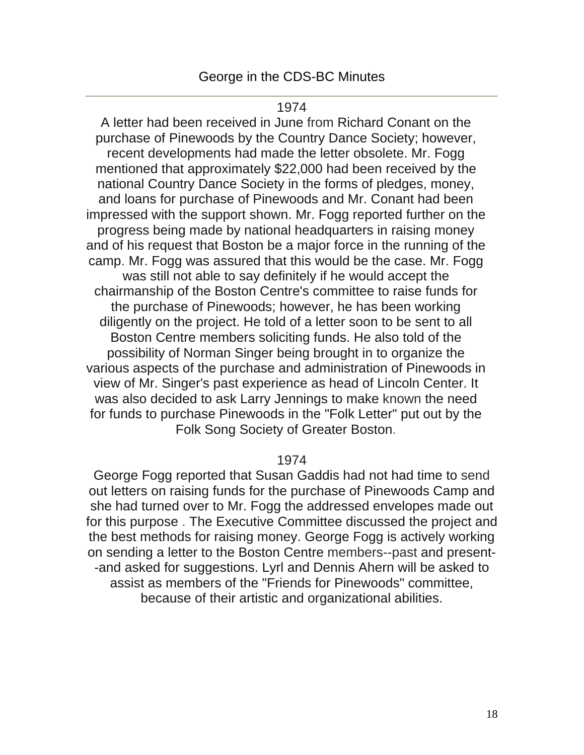George in the CDS-BC Minutes

1974

A letter had been received in June from Richard Conant on the purchase of Pinewoods by the Country Dance Society; however, recent developments had made the letter obsolete. Mr. Fogg mentioned that approximately $22,000 had been received by the national Country Dance Society in the forms of pledges, money, and loans for purchase of Pinewoods and Mr. Conant had been impressed with the support shown. Mr. Fogg reported further on the progress being made by national headquarters in raising money and of his request that Boston be a major force in the running of the camp. Mr. Fogg was assured that this would be the case. Mr. Fogg was still not able to say definitely if he would accept the chairmanship of the Boston Centre's committee to raise funds for the purchase of Pinewoods; however, he has been working diligently on the project. He told of a letter soon to be sent to all Boston Centre members soliciting funds. He also told of the possibility of Norman Singer being brought in to organize the various aspects of the purchase and administration of Pinewoods in view of Mr. Singer's past experience as head of Lincoln Center. It was also decided to ask Larry Jennings to make known the need for funds to purchase Pinewoods in the "Folk Letter" put out by the Folk Song Society of Greater Boston.

1974

George Fogg reported that Susan Gaddis had not had time to send out letters on raising funds for the purchase of Pinewoods Camp and she had turned over to Mr. Fogg the addressed envelopes made out for this purpose . The Executive Committee discussed the project and the best methods for raising money. George Fogg is actively working on sending a letter to the Boston Centre members--past and present--and asked for suggestions. Lyrl and Dennis Ahern will be asked to assist as members of the "Friends for Pinewoods" committee, because of their artistic and organizational abilities.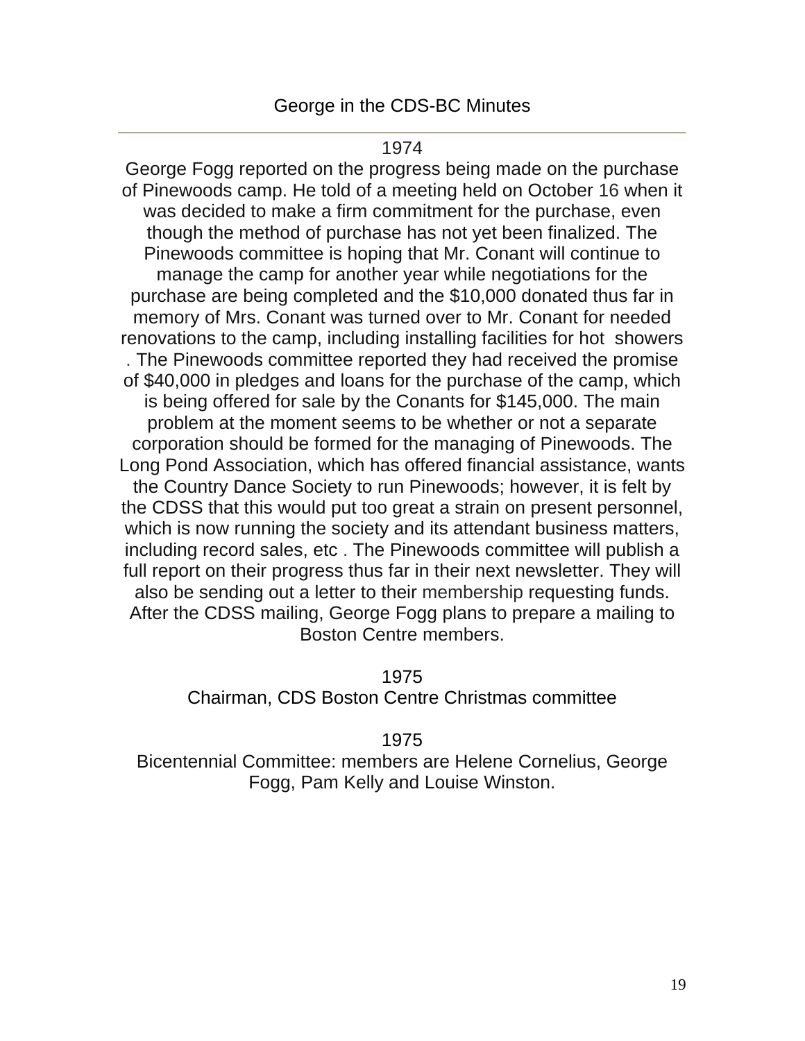## George in the CDS-BC Minutes

---

1974

George Fogg reported on the progress being made on the purchase of Pinewoods camp. He told of a meeting held on October 16 when it was decided to make a firm commitment for the purchase, even though the method of purchase has not yet been finalized. The Pinewoods committee is hoping that Mr. Conant will continue to manage the camp for another year while negotiations for the purchase are being completed and the $10,000 donated thus far in memory of Mrs. Conant was turned over to Mr. Conant for needed renovations to the camp, including installing facilities for hot showers . The Pinewoods committee reported they had received the promise of $40,000 in pledges and loans for the purchase of the camp, which is being offered for sale by the Conants for $145,000. The main problem at the moment seems to be whether or not a separate corporation should be formed for the managing of Pinewoods. The Long Pond Association, which has offered financial assistance, wants the Country Dance Society to run Pinewoods; however, it is felt by the CDSS that this would put too great a strain on present personnel, which is now running the society and its attendant business matters, including record sales, etc . The Pinewoods committee will publish a full report on their progress thus far in their next newsletter. They will also be sending out a letter to their membership requesting funds. After the CDSS mailing, George Fogg plans to prepare a mailing to Boston Centre members.

1975

Chairman, CDS Boston Centre Christmas committee

1975

Bicentennial Committee: members are Helene Cornelius, George Fogg, Pam Kelly and Louise Winston.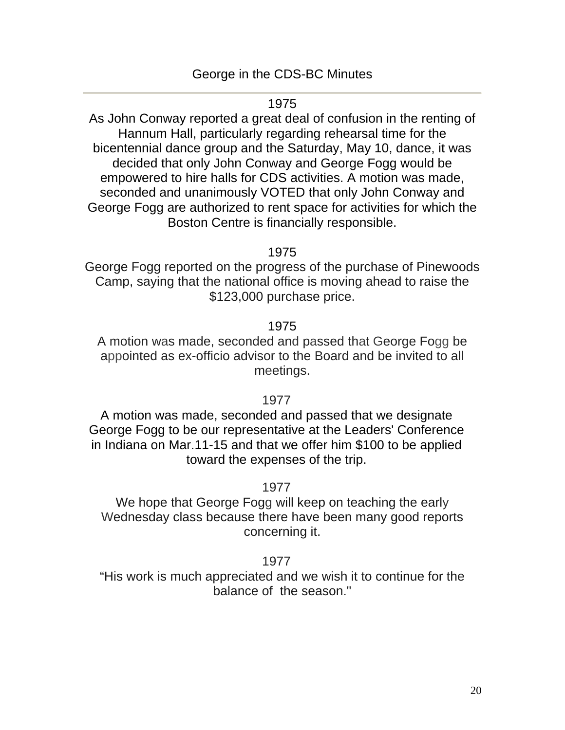# George in the CDS-BC Minutes

---

1975

As John Conway reported a great deal of confusion in the renting of Hannum Hall, particularly regarding rehearsal time for the bicentennial dance group and the Saturday, May 10, dance, it was decided that only John Conway and George Fogg would be empowered to hire halls for CDS activities. A motion was made, seconded and unanimously VOTED that only John Conway and George Fogg are authorized to rent space for activities for which the Boston Centre is financially responsible.

1975

George Fogg reported on the progress of the purchase of Pinewoods Camp, saying that the national office is moving ahead to raise the $123,000 purchase price.

1975

A motion was made, seconded and passed that George Fogg be appointed as ex-officio advisor to the Board and be invited to all meetings.

1977

A motion was made, seconded and passed that we designate George Fogg to be our representative at the Leaders' Conference in Indiana on Mar.11-15 and that we offer him $100 to be applied toward the expenses of the trip.

1977

We hope that George Fogg will keep on teaching the early Wednesday class because there have been many good reports concerning it.

1977

"His work is much appreciated and we wish it to continue for the balance of the season."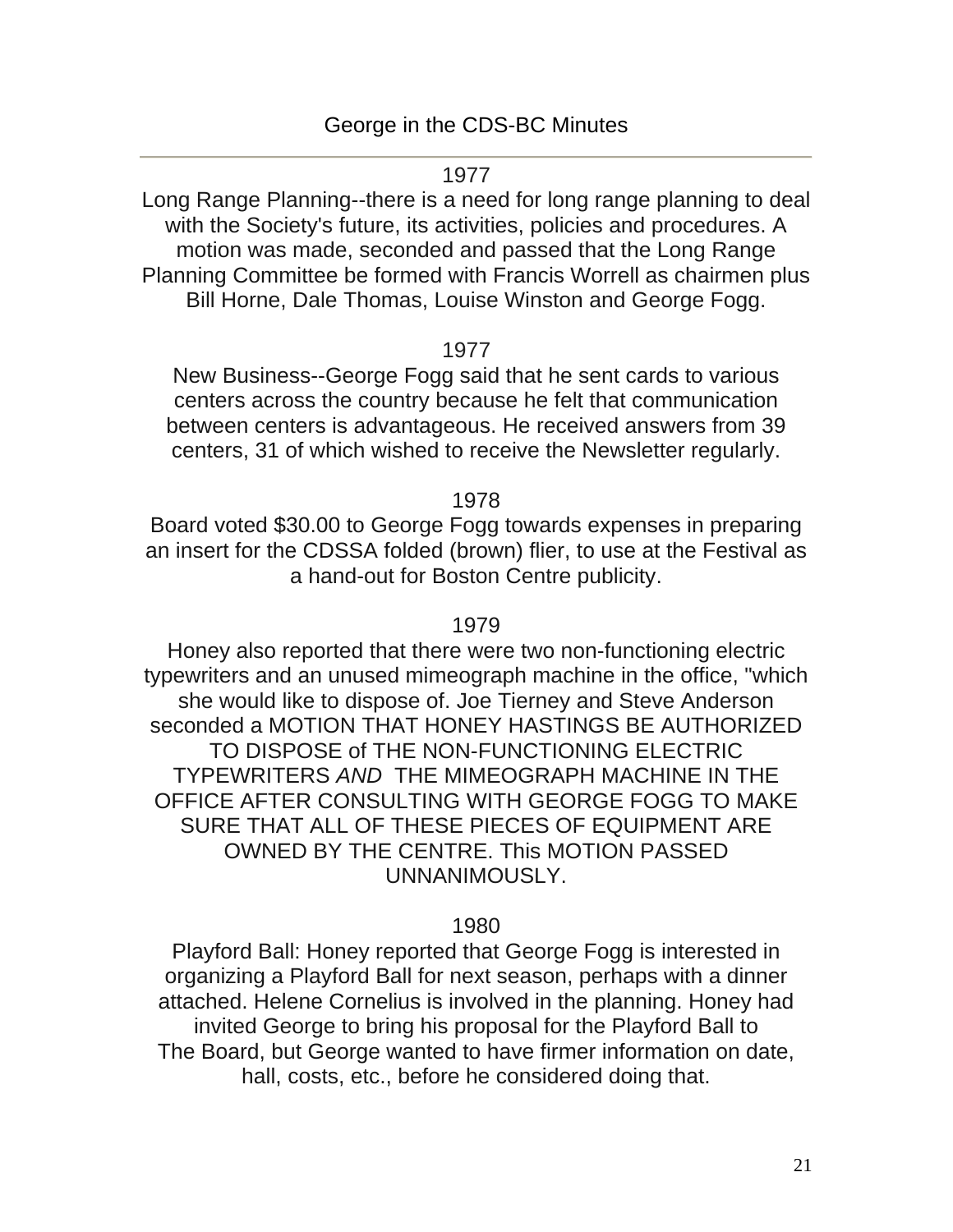# George in the CDS-BC Minutes

---

1977

Long Range Planning--there is a need for long range planning to deal with the Society's future, its activities, policies and procedures. A motion was made, seconded and passed that the Long Range Planning Committee be formed with Francis Worrell as chairmen plus Bill Horne, Dale Thomas, Louise Winston and George Fogg.

1977

New Business--George Fogg said that he sent cards to various centers across the country because he felt that communication between centers is advantageous. He received answers from 39 centers, 31 of which wished to receive the Newsletter regularly.

1978

Board voted $30.00 to George Fogg towards expenses in preparing an insert for the CDSSA folded (brown) flier, to use at the Festival as a hand-out for Boston Centre publicity.

1979

Honey also reported that there were two non-functioning electric typewriters and an unused mimeograph machine in the office, "which she would like to dispose of. Joe Tierney and Steve Anderson seconded a MOTION THAT HONEY HASTINGS BE AUTHORIZED TO DISPOSE of THE NON-FUNCTIONING ELECTRIC TYPEWRITERS *AND* THE MIMEOGRAPH MACHINE IN THE OFFICE AFTER CONSULTING WITH GEORGE FOGG TO MAKE SURE THAT ALL OF THESE PIECES OF EQUIPMENT ARE OWNED BY THE CENTRE. This MOTION PASSED UNNANIMOUSLY.

1980

Playford Ball: Honey reported that George Fogg is interested in organizing a Playford Ball for next season, perhaps with a dinner attached. Helene Cornelius is involved in the planning. Honey had invited George to bring his proposal for the Playford Ball to The Board, but George wanted to have firmer information on date, hall, costs, etc., before he considered doing that.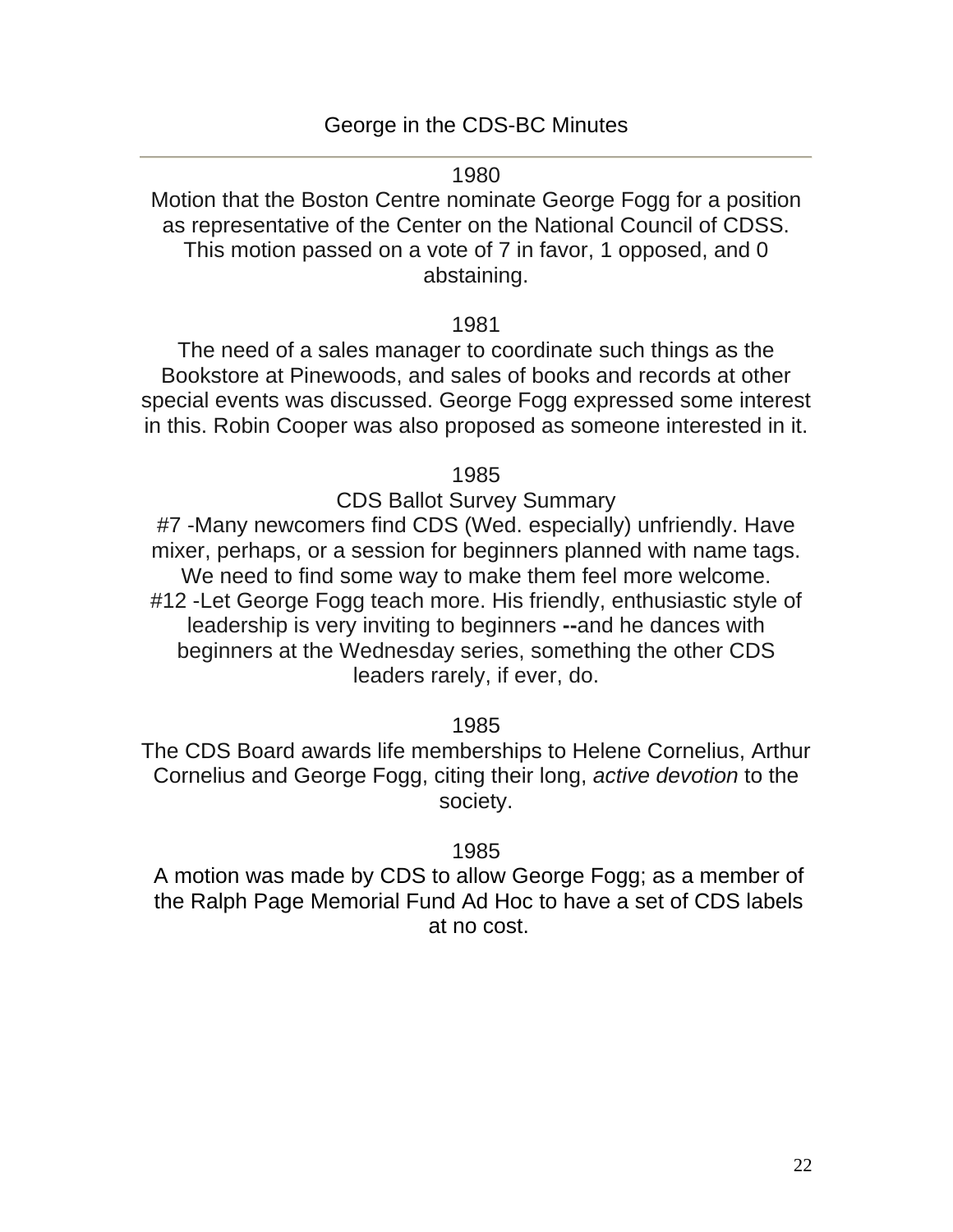## George in the CDS-BC Minutes

---

1980

Motion that the Boston Centre nominate George Fogg for a position as representative of the Center on the National Council of CDSS. This motion passed on a vote of 7 in favor, 1 opposed, and 0 abstaining.

1981

The need of a sales manager to coordinate such things as the Bookstore at Pinewoods, and sales of books and records at other special events was discussed. George Fogg expressed some interest in this. Robin Cooper was also proposed as someone interested in it.

1985

CDS Ballot Survey Summary

#7 -Many newcomers find CDS (Wed. especially) unfriendly. Have mixer, perhaps, or a session for beginners planned with name tags. We need to find some way to make them feel more welcome.

#12 -Let George Fogg teach more. His friendly, enthusiastic style of leadership is very inviting to beginners **--**and he dances with beginners at the Wednesday series, something the other CDS leaders rarely, if ever, do.

1985

The CDS Board awards life memberships to Helene Cornelius, Arthur Cornelius and George Fogg, citing their long, *active devotion* to the society.

1985

A motion was made by CDS to allow George Fogg; as a member of the Ralph Page Memorial Fund Ad Hoc to have a set of CDS labels at no cost.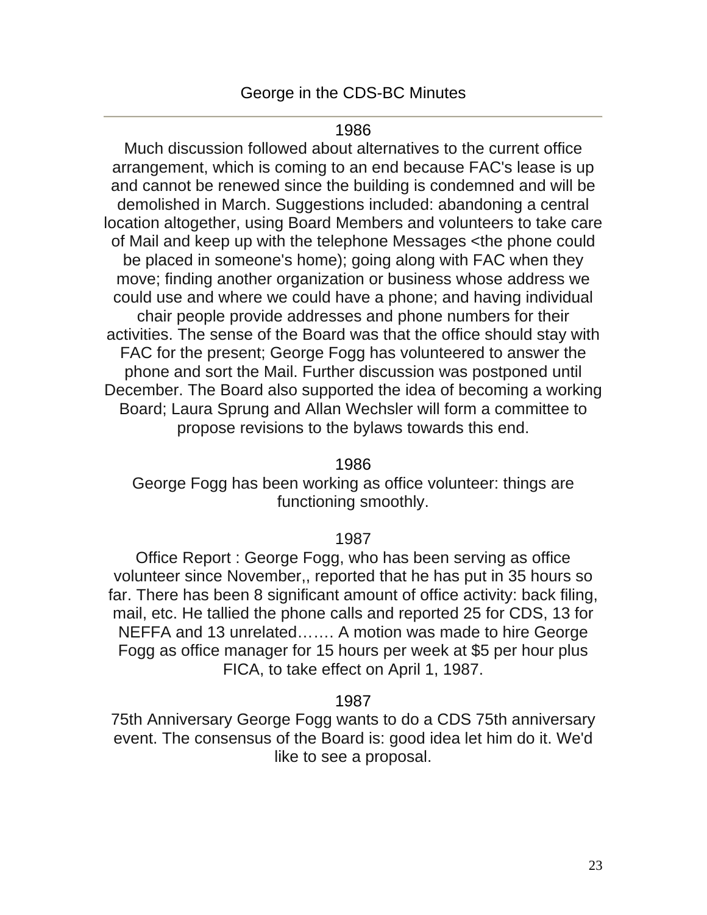# George in the CDS-BC Minutes

---

1986

Much discussion followed about alternatives to the current office arrangement, which is coming to an end because FAC's lease is up and cannot be renewed since the building is condemned and will be demolished in March. Suggestions included: abandoning a central location altogether, using Board Members and volunteers to take care of Mail and keep up with the telephone Messages <the phone could be placed in someone's home); going along with FAC when they move; finding another organization or business whose address we could use and where we could have a phone; and having individual chair people provide addresses and phone numbers for their activities. The sense of the Board was that the office should stay with FAC for the present; George Fogg has volunteered to answer the phone and sort the Mail. Further discussion was postponed until December. The Board also supported the idea of becoming a working Board; Laura Sprung and Allan Wechsler will form a committee to propose revisions to the bylaws towards this end.

1986

George Fogg has been working as office volunteer: things are functioning smoothly.

1987

Office Report : George Fogg, who has been serving as office volunteer since November,, reported that he has put in 35 hours so far. There has been 8 significant amount of office activity: back filing, mail, etc. He tallied the phone calls and reported 25 for CDS, 13 for NEFFA and 13 unrelated…… A motion was made to hire George Fogg as office manager for 15 hours per week at $5 per hour plus FICA, to take effect on April 1, 1987.

1987

75th Anniversary George Fogg wants to do a CDS 75th anniversary event. The consensus of the Board is: good idea let him do it. We'd like to see a proposal.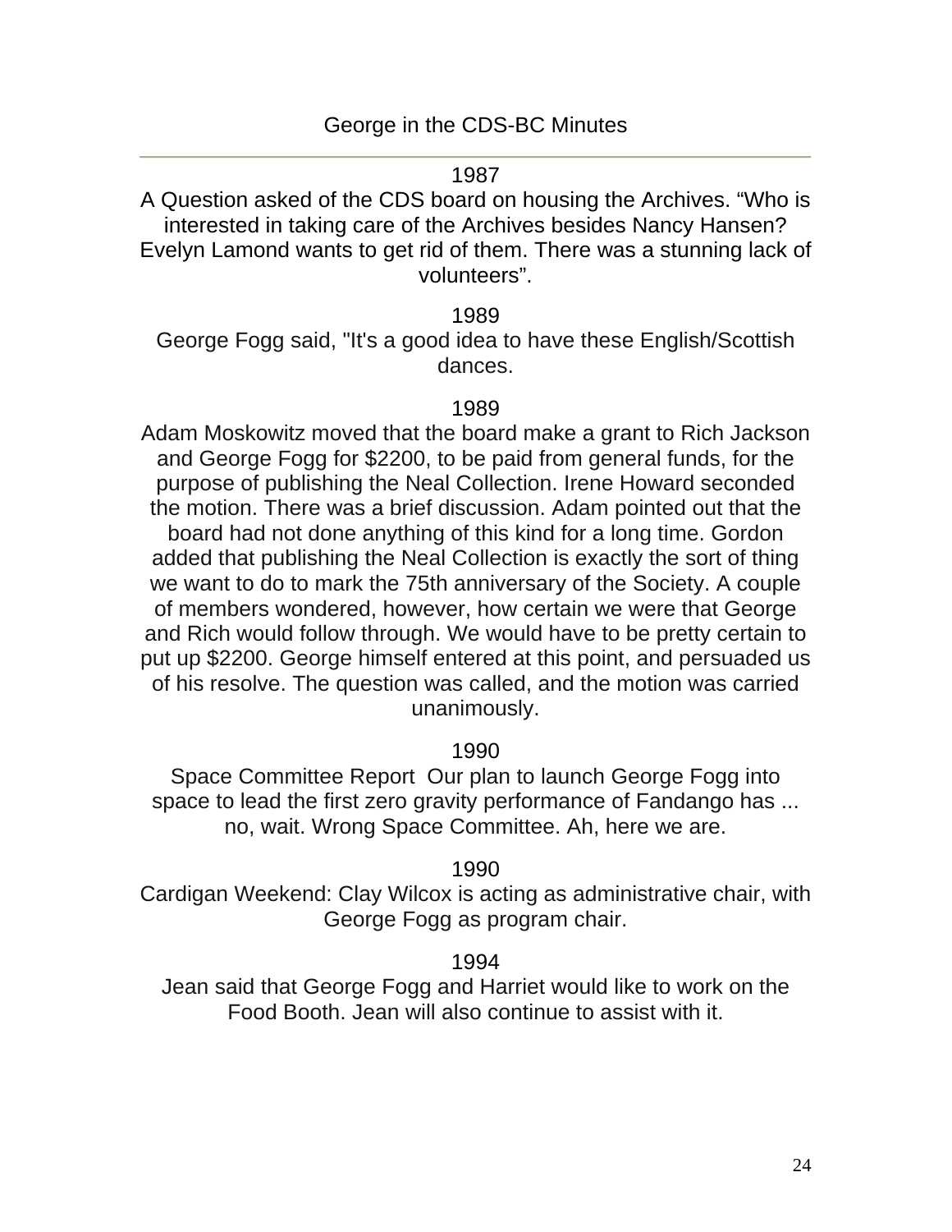# George in the CDS-BC Minutes

1987

A Question asked of the CDS board on housing the Archives. “Who is interested in taking care of the Archives besides Nancy Hansen? Evelyn Lamond wants to get rid of them. There was a stunning lack of volunteers”.

1989

George Fogg said, "It's a good idea to have these English/Scottish dances.

1989

Adam Moskowitz moved that the board make a grant to Rich Jackson and George Fogg for $2200, to be paid from general funds, for the purpose of publishing the Neal Collection. Irene Howard seconded the motion. There was a brief discussion. Adam pointed out that the board had not done anything of this kind for a long time. Gordon added that publishing the Neal Collection is exactly the sort of thing we want to do to mark the 75th anniversary of the Society. A couple of members wondered, however, how certain we were that George and Rich would follow through. We would have to be pretty certain to put up $2200. George himself entered at this point, and persuaded us of his resolve. The question was called, and the motion was carried unanimously.

1990

Space Committee Report  Our plan to launch George Fogg into space to lead the first zero gravity performance of Fandango has ... no, wait. Wrong Space Committee. Ah, here we are.

1990

Cardigan Weekend: Clay Wilcox is acting as administrative chair, with George Fogg as program chair.

1994

Jean said that George Fogg and Harriet would like to work on the Food Booth. Jean will also continue to assist with it.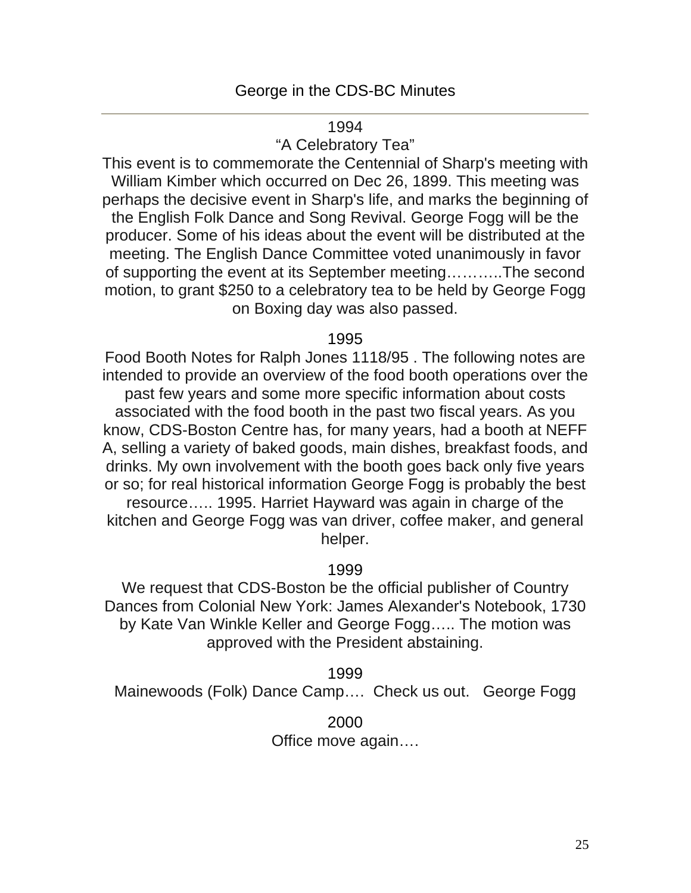## George in the CDS-BC Minutes

---

1994

"A Celebratory Tea"

This event is to commemorate the Centennial of Sharp's meeting with William Kimber which occurred on Dec 26, 1899. This meeting was perhaps the decisive event in Sharp's life, and marks the beginning of the English Folk Dance and Song Revival. George Fogg will be the producer. Some of his ideas about the event will be distributed at the meeting. The English Dance Committee voted unanimously in favor of supporting the event at its September meeting………..The second motion, to grant $250 to a celebratory tea to be held by George Fogg on Boxing day was also passed.

1995

Food Booth Notes for Ralph Jones 1118/95 . The following notes are intended to provide an overview of the food booth operations over the past few years and some more specific information about costs associated with the food booth in the past two fiscal years. As you know, CDS-Boston Centre has, for many years, had a booth at NEFF A, selling a variety of baked goods, main dishes, breakfast foods, and drinks. My own involvement with the booth goes back only five years or so; for real historical information George Fogg is probably the best resource….. 1995. Harriet Hayward was again in charge of the kitchen and George Fogg was van driver, coffee maker, and general helper.

1999

We request that CDS-Boston be the official publisher of Country Dances from Colonial New York: James Alexander's Notebook, 1730 by Kate Van Winkle Keller and George Fogg….. The motion was approved with the President abstaining.

1999

Mainewoods (Folk) Dance Camp…. Check us out. George Fogg

2000

Office move again….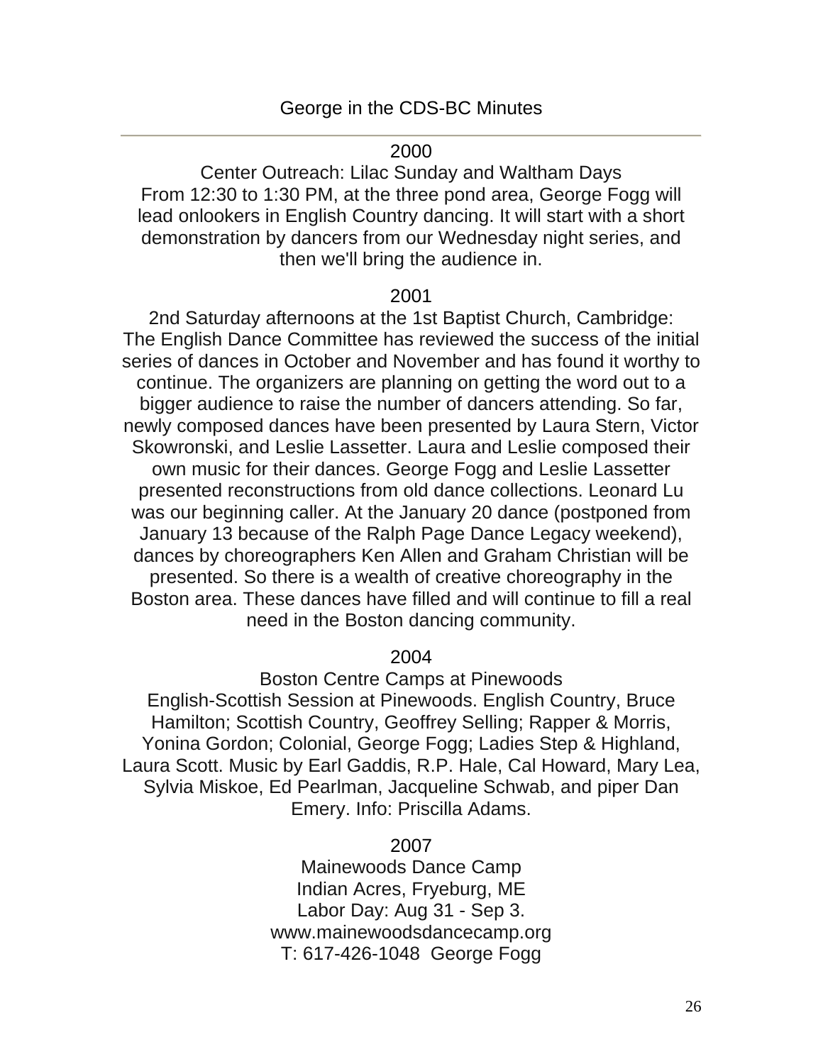## George in the CDS-BC Minutes

---

### 2000

Center Outreach: Lilac Sunday and Waltham Days
From 12:30 to 1:30 PM, at the three pond area, George Fogg will lead onlookers in English Country dancing. It will start with a short demonstration by dancers from our Wednesday night series, and then we'll bring the audience in.

### 2001

2nd Saturday afternoons at the 1st Baptist Church, Cambridge:
The English Dance Committee has reviewed the success of the initial series of dances in October and November and has found it worthy to continue. The organizers are planning on getting the word out to a bigger audience to raise the number of dancers attending. So far, newly composed dances have been presented by Laura Stern, Victor Skowronski, and Leslie Lassetter. Laura and Leslie composed their own music for their dances. George Fogg and Leslie Lassetter presented reconstructions from old dance collections. Leonard Lu was our beginning caller. At the January 20 dance (postponed from January 13 because of the Ralph Page Dance Legacy weekend), dances by choreographers Ken Allen and Graham Christian will be presented. So there is a wealth of creative choreography in the Boston area. These dances have filled and will continue to fill a real need in the Boston dancing community.

### 2004

Boston Centre Camps at Pinewoods
English-Scottish Session at Pinewoods. English Country, Bruce Hamilton; Scottish Country, Geoffrey Selling; Rapper & Morris, Yonina Gordon; Colonial, George Fogg; Ladies Step & Highland, Laura Scott. Music by Earl Gaddis, R.P. Hale, Cal Howard, Mary Lea, Sylvia Miskoe, Ed Pearlman, Jacqueline Schwab, and piper Dan Emery. Info: Priscilla Adams.

### 2007

Mainewoods Dance Camp
Indian Acres, Fryeburg, ME
Labor Day: Aug 31 - Sep 3.
www.mainewoodsdancecamp.org
T: 617-426-1048 George Fogg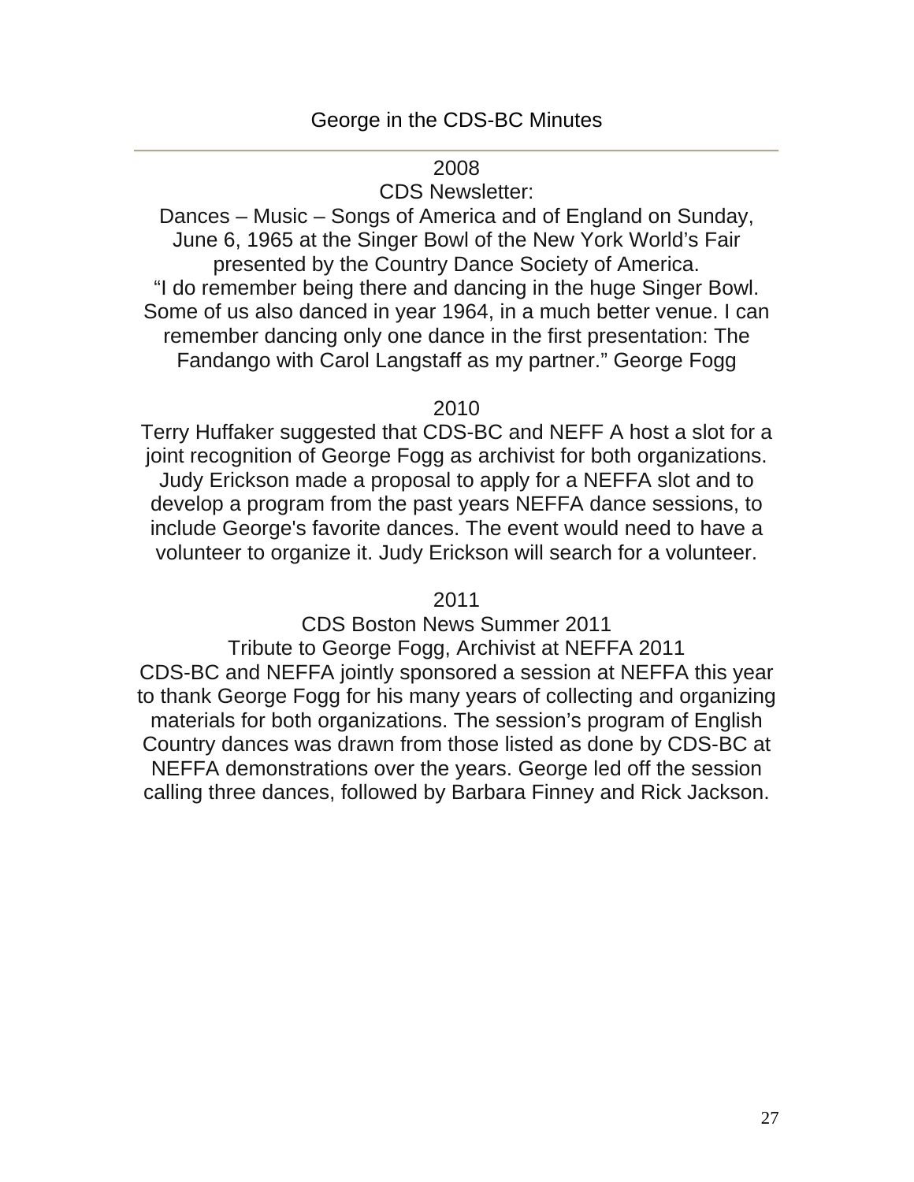## George in the CDS-BC Minutes

---

2008

CDS Newsletter:

Dances – Music – Songs of America and of England on Sunday, June 6, 1965 at the Singer Bowl of the New York World's Fair presented by the Country Dance Society of America.

"I do remember being there and dancing in the huge Singer Bowl. Some of us also danced in year 1964, in a much better venue. I can remember dancing only one dance in the first presentation: The Fandango with Carol Langstaff as my partner." George Fogg

2010

Terry Huffaker suggested that CDS-BC and NEFF A host a slot for a joint recognition of George Fogg as archivist for both organizations. Judy Erickson made a proposal to apply for a NEFFA slot and to develop a program from the past years NEFFA dance sessions, to include George's favorite dances. The event would need to have a volunteer to organize it. Judy Erickson will search for a volunteer.

2011

CDS Boston News Summer 2011

Tribute to George Fogg, Archivist at NEFFA 2011

CDS-BC and NEFFA jointly sponsored a session at NEFFA this year to thank George Fogg for his many years of collecting and organizing materials for both organizations. The session's program of English Country dances was drawn from those listed as done by CDS-BC at NEFFA demonstrations over the years. George led off the session calling three dances, followed by Barbara Finney and Rick Jackson.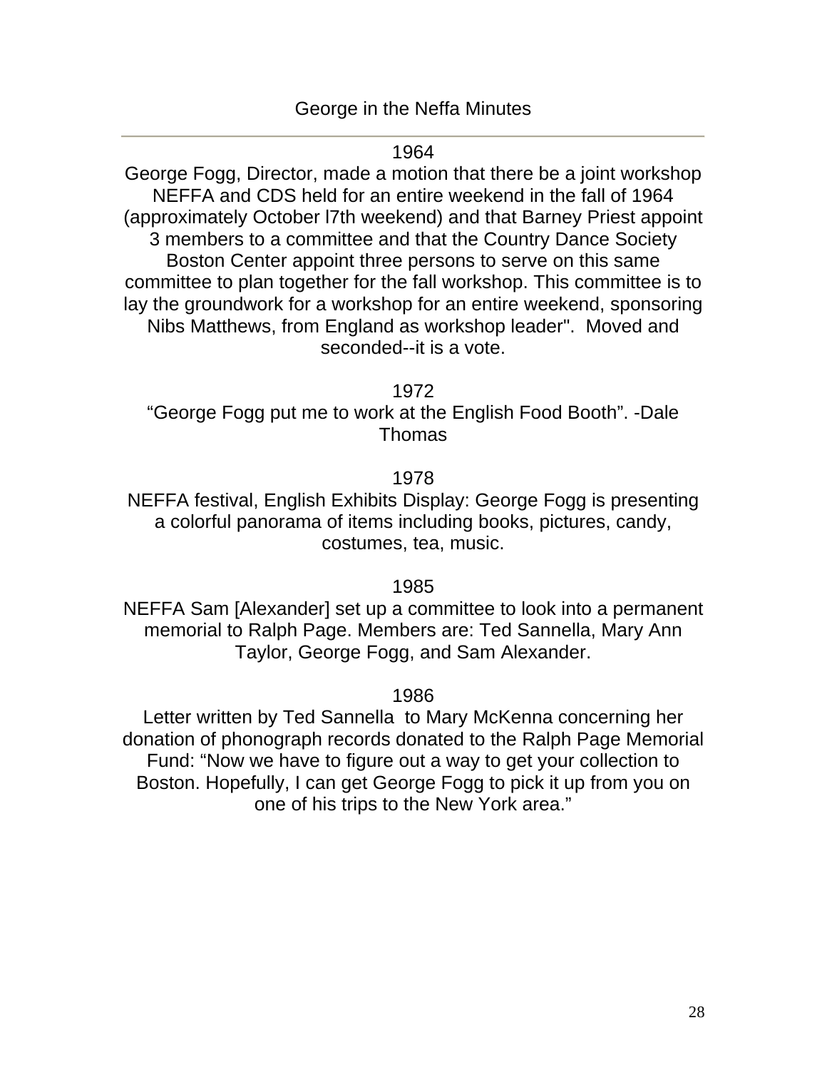# George in the Neffa Minutes

---

1964

George Fogg, Director, made a motion that there be a joint workshop NEFFA and CDS held for an entire weekend in the fall of 1964 (approximately October l7th weekend) and that Barney Priest appoint 3 members to a committee and that the Country Dance Society Boston Center appoint three persons to serve on this same committee to plan together for the fall workshop. This committee is to lay the groundwork for a workshop for an entire weekend, sponsoring Nibs Matthews, from England as workshop leader". Moved and seconded--it is a vote.

1972

“George Fogg put me to work at the English Food Booth”. -Dale Thomas

1978

NEFFA festival, English Exhibits Display: George Fogg is presenting a colorful panorama of items including books, pictures, candy, costumes, tea, music.

1985

NEFFA Sam [Alexander] set up a committee to look into a permanent memorial to Ralph Page. Members are: Ted Sannella, Mary Ann Taylor, George Fogg, and Sam Alexander.

1986

Letter written by Ted Sannella to Mary McKenna concerning her donation of phonograph records donated to the Ralph Page Memorial Fund: “Now we have to figure out a way to get your collection to Boston. Hopefully, I can get George Fogg to pick it up from you on one of his trips to the New York area.”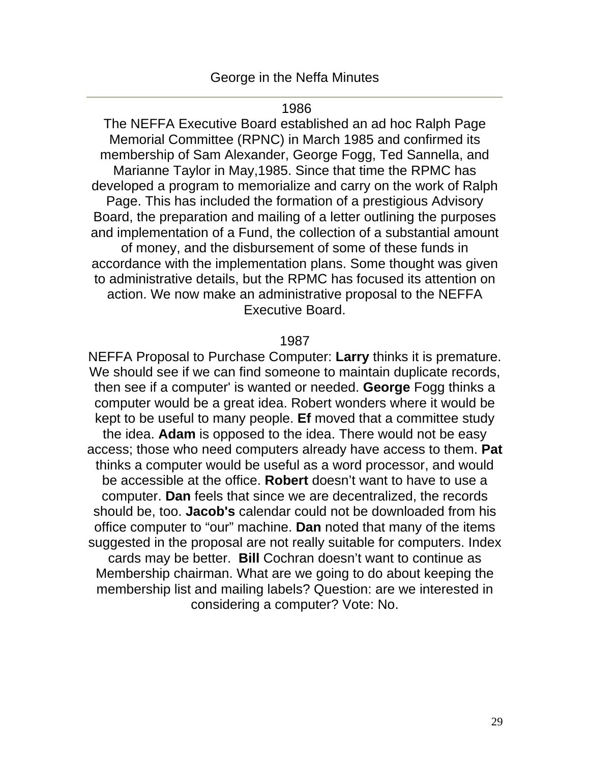George in the Neffa Minutes

---

1986

The NEFFA Executive Board established an ad hoc Ralph Page Memorial Committee (RPNC) in March 1985 and confirmed its membership of Sam Alexander, George Fogg, Ted Sannella, and Marianne Taylor in May,1985. Since that time the RPMC has developed a program to memorialize and carry on the work of Ralph Page. This has included the formation of a prestigious Advisory Board, the preparation and mailing of a letter outlining the purposes and implementation of a Fund, the collection of a substantial amount of money, and the disbursement of some of these funds in accordance with the implementation plans. Some thought was given to administrative details, but the RPMC has focused its attention on action. We now make an administrative proposal to the NEFFA Executive Board.

1987

NEFFA Proposal to Purchase Computer: **Larry** thinks it is premature. We should see if we can find someone to maintain duplicate records, then see if a computer' is wanted or needed. **George** Fogg thinks a computer would be a great idea. Robert wonders where it would be kept to be useful to many people. **Ef** moved that a committee study the idea. **Adam** is opposed to the idea. There would not be easy access; those who need computers already have access to them. **Pat** thinks a computer would be useful as a word processor, and would be accessible at the office. **Robert** doesn't want to have to use a computer. **Dan** feels that since we are decentralized, the records should be, too. **Jacob's** calendar could not be downloaded from his office computer to "our" machine. **Dan** noted that many of the items suggested in the proposal are not really suitable for computers. Index cards may be better. **Bill** Cochran doesn't want to continue as Membership chairman. What are we going to do about keeping the membership list and mailing labels? Question: are we interested in considering a computer? Vote: No.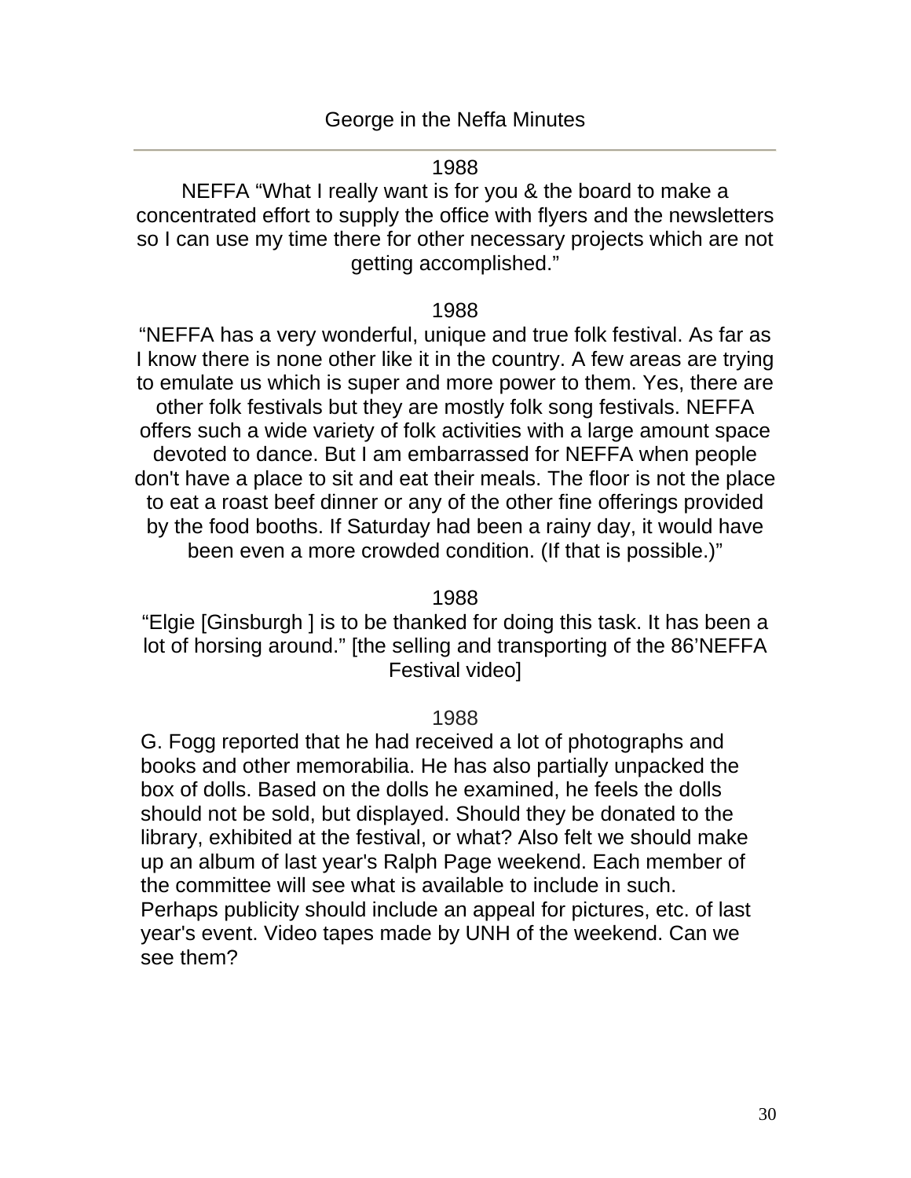George in the Neffa Minutes

---

1988

NEFFA "What I really want is for you & the board to make a concentrated effort to supply the office with flyers and the newsletters so I can use my time there for other necessary projects which are not getting accomplished."

1988

"NEFFA has a very wonderful, unique and true folk festival. As far as I know there is none other like it in the country. A few areas are trying to emulate us which is super and more power to them. Yes, there are other folk festivals but they are mostly folk song festivals. NEFFA offers such a wide variety of folk activities with a large amount space devoted to dance. But I am embarrassed for NEFFA when people don't have a place to sit and eat their meals. The floor is not the place to eat a roast beef dinner or any of the other fine offerings provided by the food booths. If Saturday had been a rainy day, it would have been even a more crowded condition. (If that is possible.)"

1988

"Elgie [Ginsburgh ] is to be thanked for doing this task. It has been a lot of horsing around." [the selling and transporting of the 86'NEFFA Festival video]

1988

G. Fogg reported that he had received a lot of photographs and books and other memorabilia. He has also partially unpacked the box of dolls. Based on the dolls he examined, he feels the dolls should not be sold, but displayed. Should they be donated to the library, exhibited at the festival, or what? Also felt we should make up an album of last year's Ralph Page weekend. Each member of the committee will see what is available to include in such. Perhaps publicity should include an appeal for pictures, etc. of last year's event. Video tapes made by UNH of the weekend. Can we see them?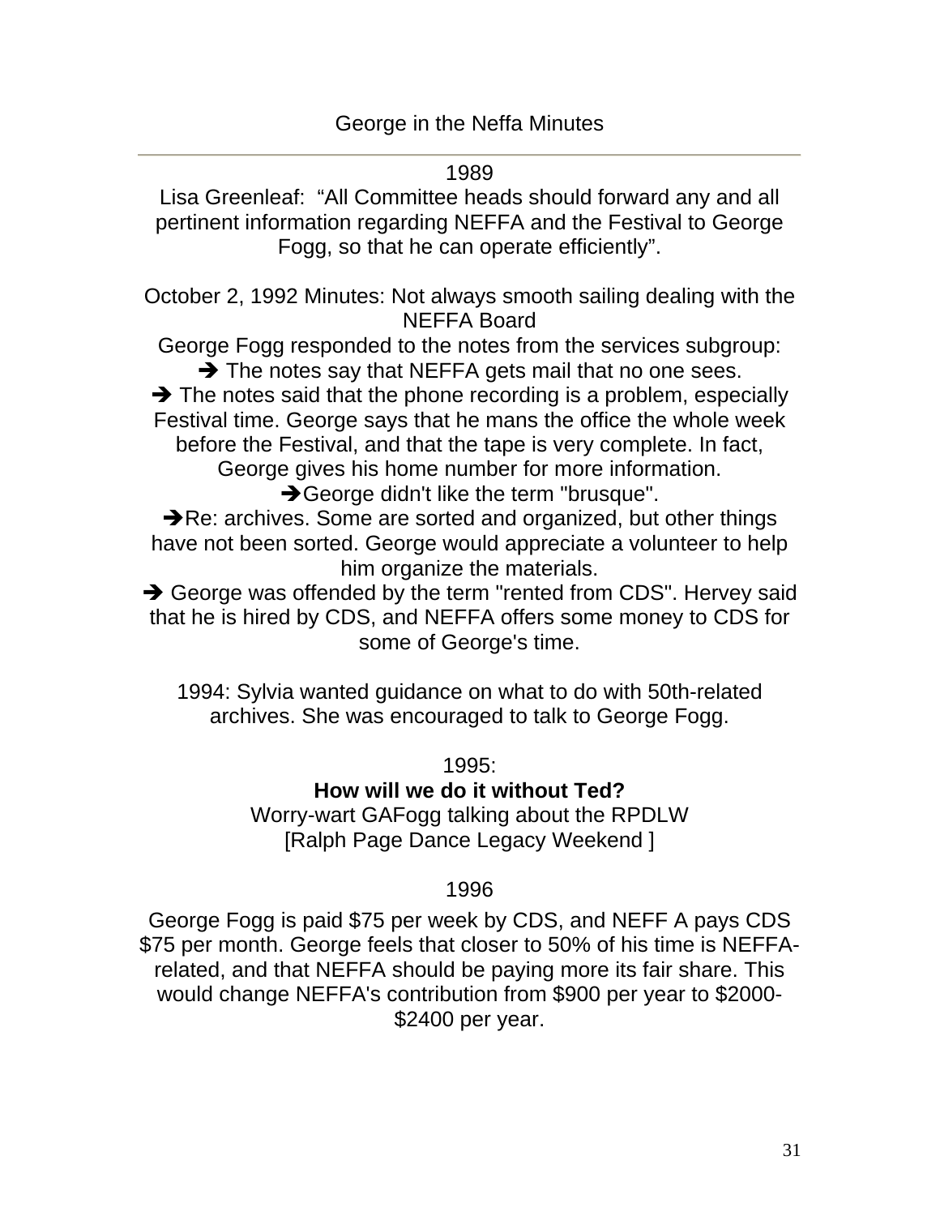# George in the Neffa Minutes

---

1989

Lisa Greenleaf: "All Committee heads should forward any and all pertinent information regarding NEFFA and the Festival to George Fogg, so that he can operate efficiently".

October 2, 1992 Minutes: Not always smooth sailing dealing with the NEFFA Board

George Fogg responded to the notes from the services subgroup:

➔ The notes say that NEFFA gets mail that no one sees.

➔ The notes said that the phone recording is a problem, especially Festival time. George says that he mans the office the whole week before the Festival, and that the tape is very complete. In fact, George gives his home number for more information.

➔George didn't like the term "brusque".

➔Re: archives. Some are sorted and organized, but other things have not been sorted. George would appreciate a volunteer to help him organize the materials.

➔ George was offended by the term "rented from CDS". Hervey said that he is hired by CDS, and NEFFA offers some money to CDS for some of George's time.

1994: Sylvia wanted guidance on what to do with 50th-related archives. She was encouraged to talk to George Fogg.

1995:

**How will we do it without Ted?**

Worry-wart GAFogg talking about the RPDLW [Ralph Page Dance Legacy Weekend ]

1996

George Fogg is paid $75 per week by CDS, and NEFF A pays CDS $75 per month. George feels that closer to 50% of his time is NEFFA-related, and that NEFFA should be paying more its fair share. This would change NEFFA's contribution from $900 per year to $2000-$2400 per year.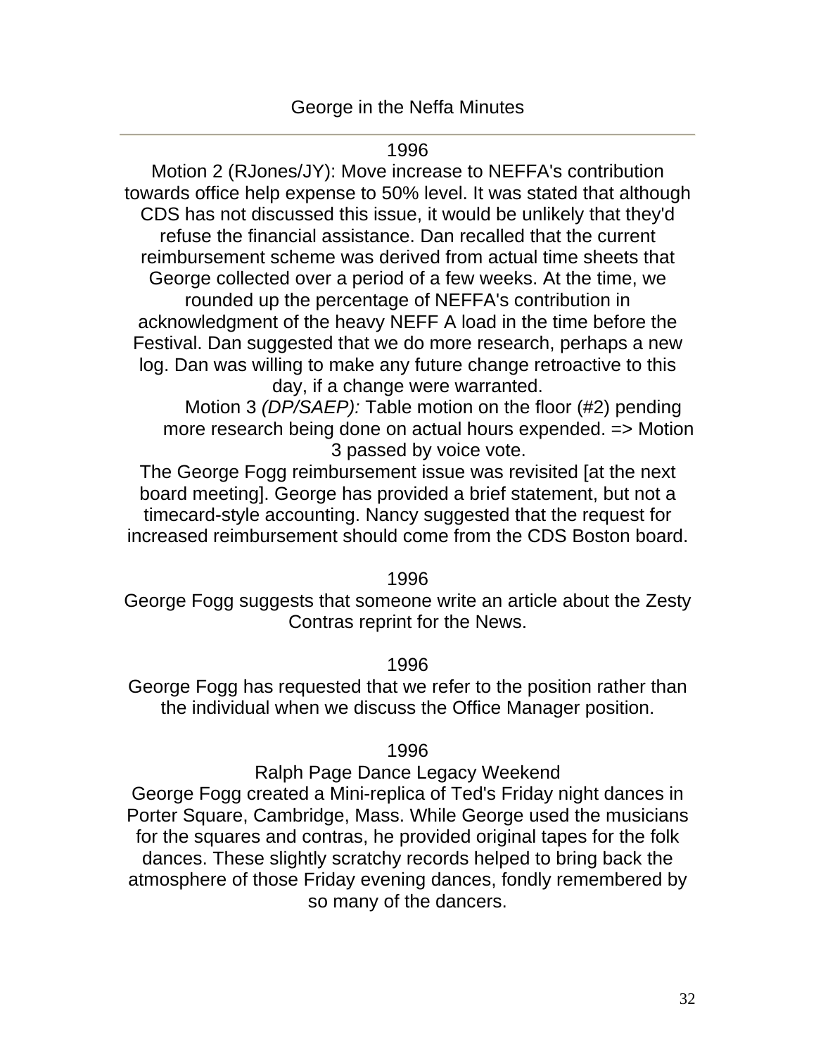George in the Neffa Minutes

---

1996

Motion 2 (RJones/JY): Move increase to NEFFA's contribution towards office help expense to 50% level. It was stated that although CDS has not discussed this issue, it would be unlikely that they'd refuse the financial assistance. Dan recalled that the current reimbursement scheme was derived from actual time sheets that George collected over a period of a few weeks. At the time, we rounded up the percentage of NEFFA's contribution in acknowledgment of the heavy NEFF A load in the time before the Festival. Dan suggested that we do more research, perhaps a new log. Dan was willing to make any future change retroactive to this day, if a change were warranted.

Motion 3 *(DP/SAEP):* Table motion on the floor (#2) pending more research being done on actual hours expended. => Motion 3 passed by voice vote.

The George Fogg reimbursement issue was revisited [at the next board meeting]. George has provided a brief statement, but not a timecard-style accounting. Nancy suggested that the request for increased reimbursement should come from the CDS Boston board.

1996

George Fogg suggests that someone write an article about the Zesty Contras reprint for the News.

1996

George Fogg has requested that we refer to the position rather than the individual when we discuss the Office Manager position.

1996

Ralph Page Dance Legacy Weekend

George Fogg created a Mini-replica of Ted's Friday night dances in Porter Square, Cambridge, Mass. While George used the musicians for the squares and contras, he provided original tapes for the folk dances. These slightly scratchy records helped to bring back the atmosphere of those Friday evening dances, fondly remembered by so many of the dancers.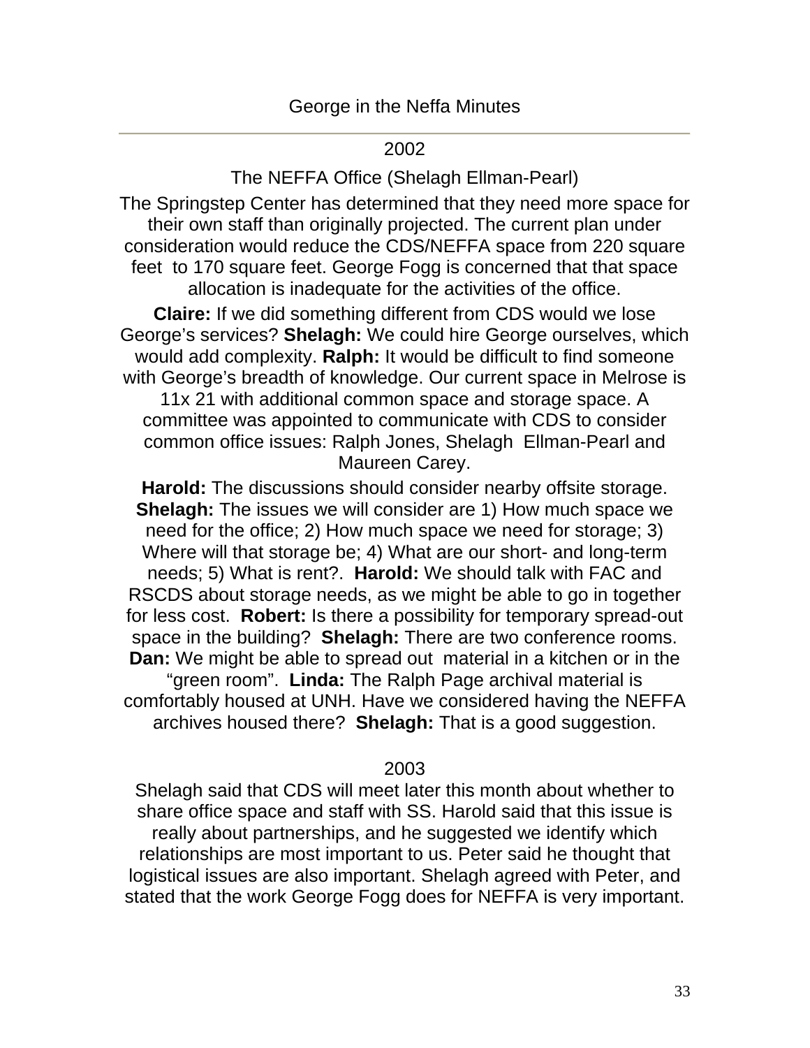George in the Neffa Minutes

---

2002

The NEFFA Office (Shelagh Ellman-Pearl)

The Springstep Center has determined that they need more space for their own staff than originally projected. The current plan under consideration would reduce the CDS/NEFFA space from 220 square feet to 170 square feet. George Fogg is concerned that that space allocation is inadequate for the activities of the office.

**Claire:** If we did something different from CDS would we lose George's services? **Shelagh:** We could hire George ourselves, which would add complexity. **Ralph:** It would be difficult to find someone with George's breadth of knowledge. Our current space in Melrose is 11x 21 with additional common space and storage space. A committee was appointed to communicate with CDS to consider common office issues: Ralph Jones, Shelagh Ellman-Pearl and Maureen Carey.

**Harold:** The discussions should consider nearby offsite storage. **Shelagh:** The issues we will consider are 1) How much space we need for the office; 2) How much space we need for storage; 3) Where will that storage be; 4) What are our short- and long-term needs; 5) What is rent?. **Harold:** We should talk with FAC and RSCDS about storage needs, as we might be able to go in together for less cost. **Robert:** Is there a possibility for temporary spread-out space in the building? **Shelagh:** There are two conference rooms. **Dan:** We might be able to spread out material in a kitchen or in the "green room". **Linda:** The Ralph Page archival material is comfortably housed at UNH. Have we considered having the NEFFA archives housed there? **Shelagh:** That is a good suggestion.

2003

Shelagh said that CDS will meet later this month about whether to share office space and staff with SS. Harold said that this issue is really about partnerships, and he suggested we identify which relationships are most important to us. Peter said he thought that logistical issues are also important. Shelagh agreed with Peter, and stated that the work George Fogg does for NEFFA is very important.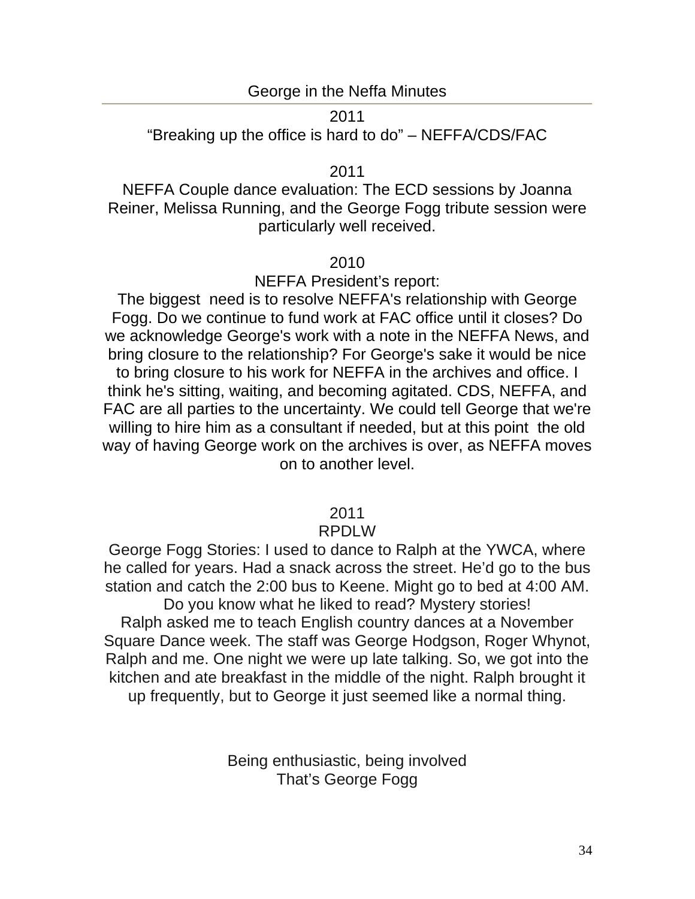## George in the Neffa Minutes

2011

“Breaking up the office is hard to do” – NEFFA/CDS/FAC

2011

NEFFA Couple dance evaluation: The ECD sessions by Joanna Reiner, Melissa Running, and the George Fogg tribute session were particularly well received.

2010

NEFFA President’s report:

The biggest need is to resolve NEFFA's relationship with George Fogg. Do we continue to fund work at FAC office until it closes? Do we acknowledge George's work with a note in the NEFFA News, and bring closure to the relationship? For George's sake it would be nice to bring closure to his work for NEFFA in the archives and office. I think he's sitting, waiting, and becoming agitated. CDS, NEFFA, and FAC are all parties to the uncertainty. We could tell George that we're willing to hire him as a consultant if needed, but at this point the old way of having George work on the archives is over, as NEFFA moves on to another level.

2011

RPDLW

George Fogg Stories: I used to dance to Ralph at the YWCA, where he called for years. Had a snack across the street. He’d go to the bus station and catch the 2:00 bus to Keene. Might go to bed at 4:00 AM. Do you know what he liked to read? Mystery stories!

Ralph asked me to teach English country dances at a November Square Dance week. The staff was George Hodgson, Roger Whynot, Ralph and me. One night we were up late talking. So, we got into the kitchen and ate breakfast in the middle of the night. Ralph brought it up frequently, but to George it just seemed like a normal thing.

Being enthusiastic, being involved

That’s George Fogg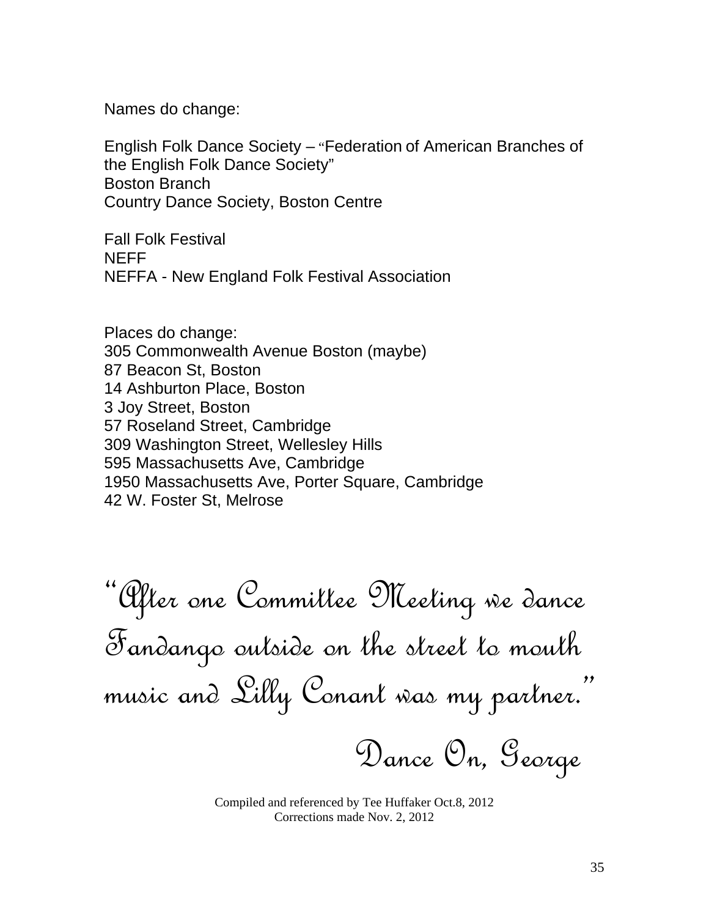Names do change:

English Folk Dance Society – "Federation of American Branches of the English Folk Dance Society"
Boston Branch
Country Dance Society, Boston Centre

Fall Folk Festival
NEFF
NEFFA - New England Folk Festival Association

Places do change:
305 Commonwealth Avenue Boston (maybe)
87 Beacon St, Boston
14 Ashburton Place, Boston
3 Joy Street, Boston
57 Roseland Street, Cambridge
309 Washington Street, Wellesley Hills
595 Massachusetts Ave, Cambridge
1950 Massachusetts Ave, Porter Square, Cambridge
42 W. Foster St, Melrose

*"After one Committee Meeting we dance Fandango outside on the street to mouth music and Lilly Conant was my partner."*

*Dance On, George*

Compiled and referenced by Tee Huffaker Oct.8, 2012
Corrections made Nov. 2, 2012